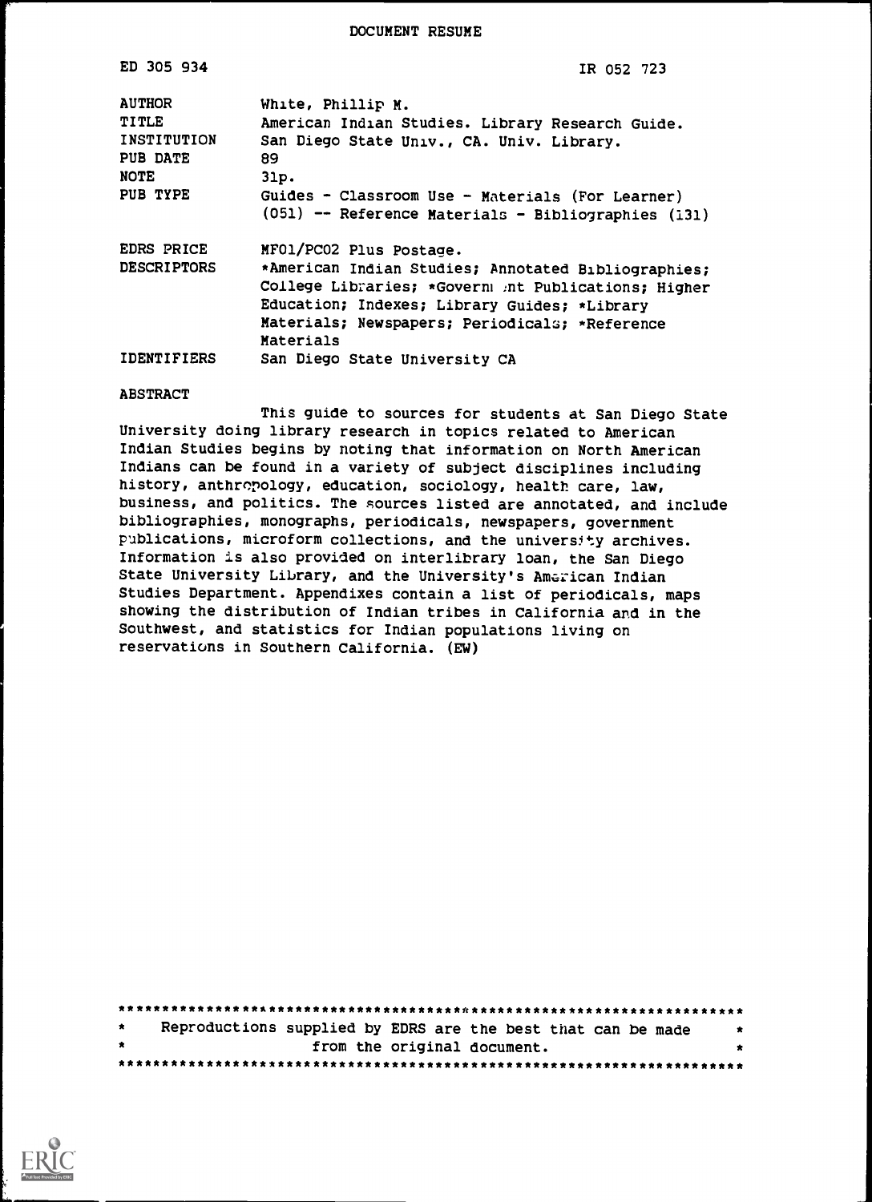# DOCUMENT RESUME

| | |
|---|---|
| ED 305 934 | IR 052 723 |
| AUTHOR | White, Phillip M. |
| TITLE | American Indian Studies. Library Research Guide. |
| INSTITUTION | San Diego State Univ., CA. Univ. Library. |
| PUB DATE | 89 |
| NOTE | 31p. |
| PUB TYPE | Guides - Classroom Use - Materials (For Learner) (051) -- Reference Materials - Bibliographies (131) |
| EDRS PRICE | MF01/PC02 Plus Postage. |
| DESCRIPTORS | *American Indian Studies; Annotated Bibliographies; College Libraries; *Government Publications; Higher Education; Indexes; Library Guides; *Library Materials; Newspapers; Periodicals; *Reference Materials |
| IDENTIFIERS | San Diego State University CA |

## ABSTRACT

This guide to sources for students at San Diego State University doing library research in topics related to American Indian Studies begins by noting that information on North American Indians can be found in a variety of subject disciplines including history, anthropology, education, sociology, health care, law, business, and politics. The sources listed are annotated, and include bibliographies, monographs, periodicals, newspapers, government publications, microform collections, and the university archives. Information is also provided on interlibrary loan, the San Diego State University Library, and the University's American Indian Studies Department. Appendixes contain a list of periodicals, maps showing the distribution of Indian tribes in California and in the Southwest, and statistics for Indian populations living on reservations in Southern California. (EW)

***********************************************************************
* Reproductions supplied by EDRS are the best that can be made *
* from the original document. *
***********************************************************************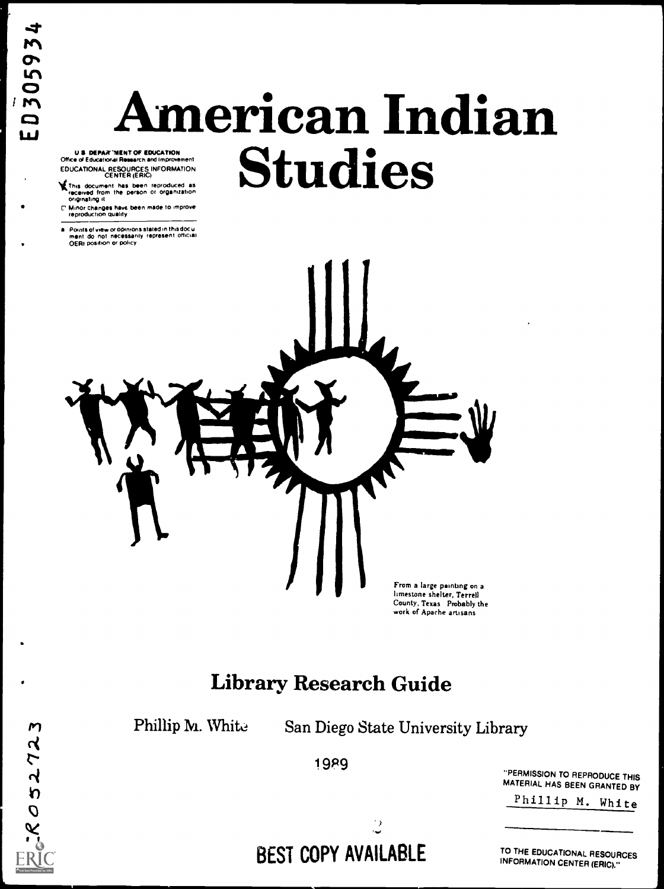ED305934

# American Indian Studies

U.S. DEPARTMENT OF EDUCATION
Office of Educational Research and Improvement
EDUCATIONAL RESOURCES INFORMATION CENTER (ERIC)

- This document has been reproduced as received from the person or organization originating it
- Minor changes have been made to improve reproduction quality
- Points of view or opinions stated in this document do not necessarily represent official OERI position or policy

From a large painting on a limestone shelter, Terrell County, Texas. Probably the work of Apache artisans

## Library Research Guide

Phillip M. White    San Diego State University Library

1989

"PERMISSION TO REPRODUCE THIS MATERIAL HAS BEEN GRANTED BY

Phillip M. White

TO THE EDUCATIONAL RESOURCES INFORMATION CENTER (ERIC)."

BEST COPY AVAILABLE

RC 052723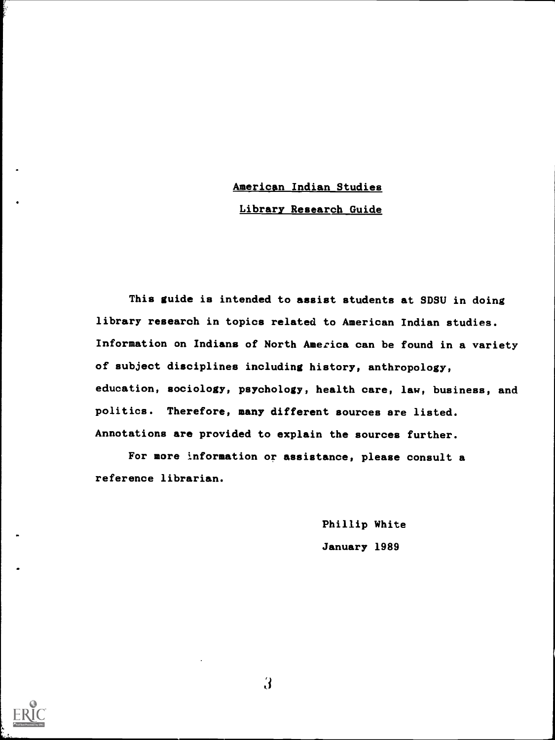# American Indian Studies

## Library Research Guide

This guide is intended to assist students at SDSU in doing library research in topics related to American Indian studies. Information on Indians of North America can be found in a variety of subject disciplines including history, anthropology, education, sociology, psychology, health care, law, business, and politics. Therefore, many different sources are listed. Annotations are provided to explain the sources further.

For more information or assistance, please consult a reference librarian.

Phillip White

January 1989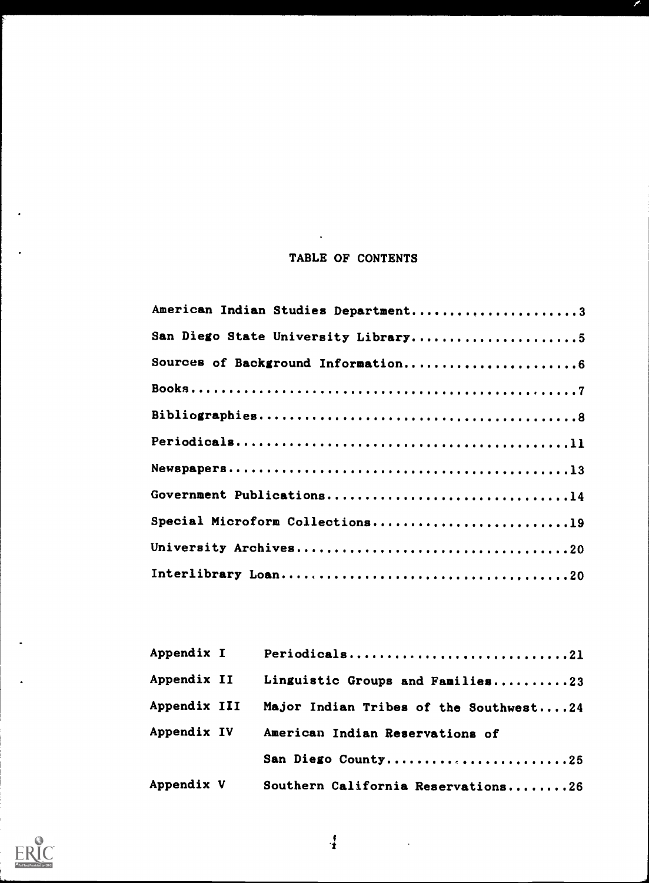# TABLE OF CONTENTS

American Indian Studies Department.....................3

San Diego State University Library.....................5

Sources of Background Information......................6

Books..................................................7

Bibliographies.........................................8

Periodicals...........................................11

Newspapers............................................13

Government Publications...............................14

Special Microform Collections.........................19

University Archives...................................20

Interlibrary Loan.....................................20

| | |
|---|---|
| Appendix I | Periodicals............................21 |
| Appendix II | Linguistic Groups and Families..........23 |
| Appendix III | Major Indian Tribes of the Southwest....24 |
| Appendix IV | American Indian Reservations of San Diego County.......................25 |
| Appendix V | Southern California Reservations........26 |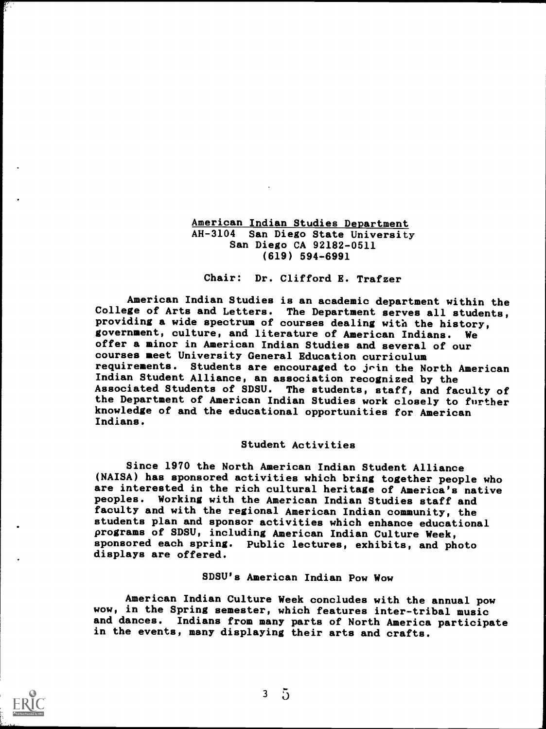## American Indian Studies Department

AH-3104 San Diego State University
San Diego CA 92182-0511
(619) 594-6991

Chair: Dr. Clifford E. Trafzer

American Indian Studies is an academic department within the College of Arts and Letters. The Department serves all students, providing a wide spectrum of courses dealing with the history, government, culture, and literature of American Indians. We offer a minor in American Indian Studies and several of our courses meet University General Education curriculum requirements. Students are encouraged to join the North American Indian Student Alliance, an association recognized by the Associated Students of SDSU. The students, staff, and faculty of the Department of American Indian Studies work closely to further knowledge of and the educational opportunities for American Indians.

### Student Activities

Since 1970 the North American Indian Student Alliance (NAISA) has sponsored activities which bring together people who are interested in the rich cultural heritage of America's native peoples. Working with the American Indian Studies staff and faculty and with the regional American Indian community, the students plan and sponsor activities which enhance educational programs of SDSU, including American Indian Culture Week, sponsored each spring. Public lectures, exhibits, and photo displays are offered.

### SDSU's American Indian Pow Wow

American Indian Culture Week concludes with the annual pow wow, in the Spring semester, which features inter-tribal music and dances. Indians from many parts of North America participate in the events, many displaying their arts and crafts.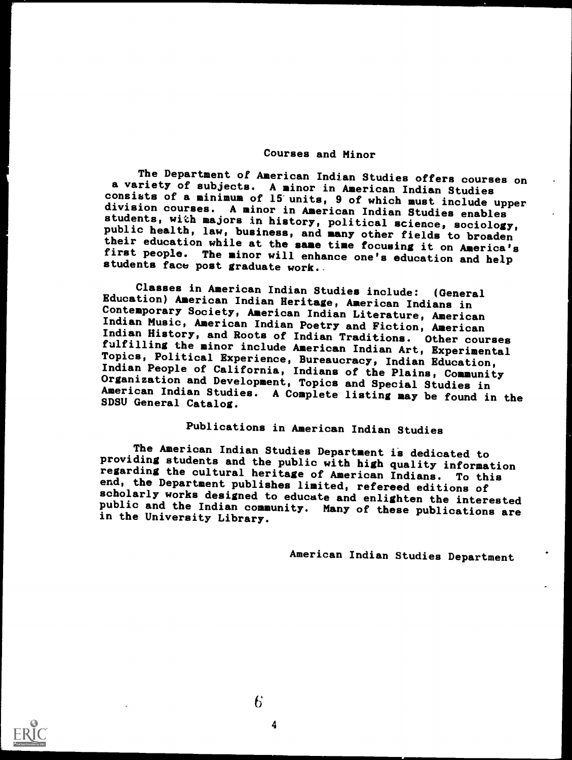## Courses and Minor

The Department of American Indian Studies offers courses on a variety of subjects. A minor in American Indian Studies consists of a minimum of 15 units, 9 of which must include upper division courses. A minor in American Indian Studies enables students, with majors in history, political science, sociology, public health, law, business, and many other fields to broaden their education while at the same time focusing it on America's first people. The minor will enhance one's education and help students face post graduate work.

Classes in American Indian Studies include: (General Education) American Indian Heritage, American Indians in Contemporary Society, American Indian Literature, American Indian Music, American Indian Poetry and Fiction, American Indian History, and Roots of Indian Traditions. Other courses fulfilling the minor include American Indian Art, Experimental Topics, Political Experience, Bureaucracy, Indian Education, Indian People of California, Indians of the Plains, Community Organization and Development, Topics and Special Studies in American Indian Studies. A Complete listing may be found in the SDSU General Catalog.

## Publications in American Indian Studies

The American Indian Studies Department is dedicated to providing students and the public with high quality information regarding the cultural heritage of American Indians. To this end, the Department publishes limited, refereed editions of scholarly works designed to educate and enlighten the interested public and the Indian community. Many of these publications are in the University Library.

American Indian Studies Department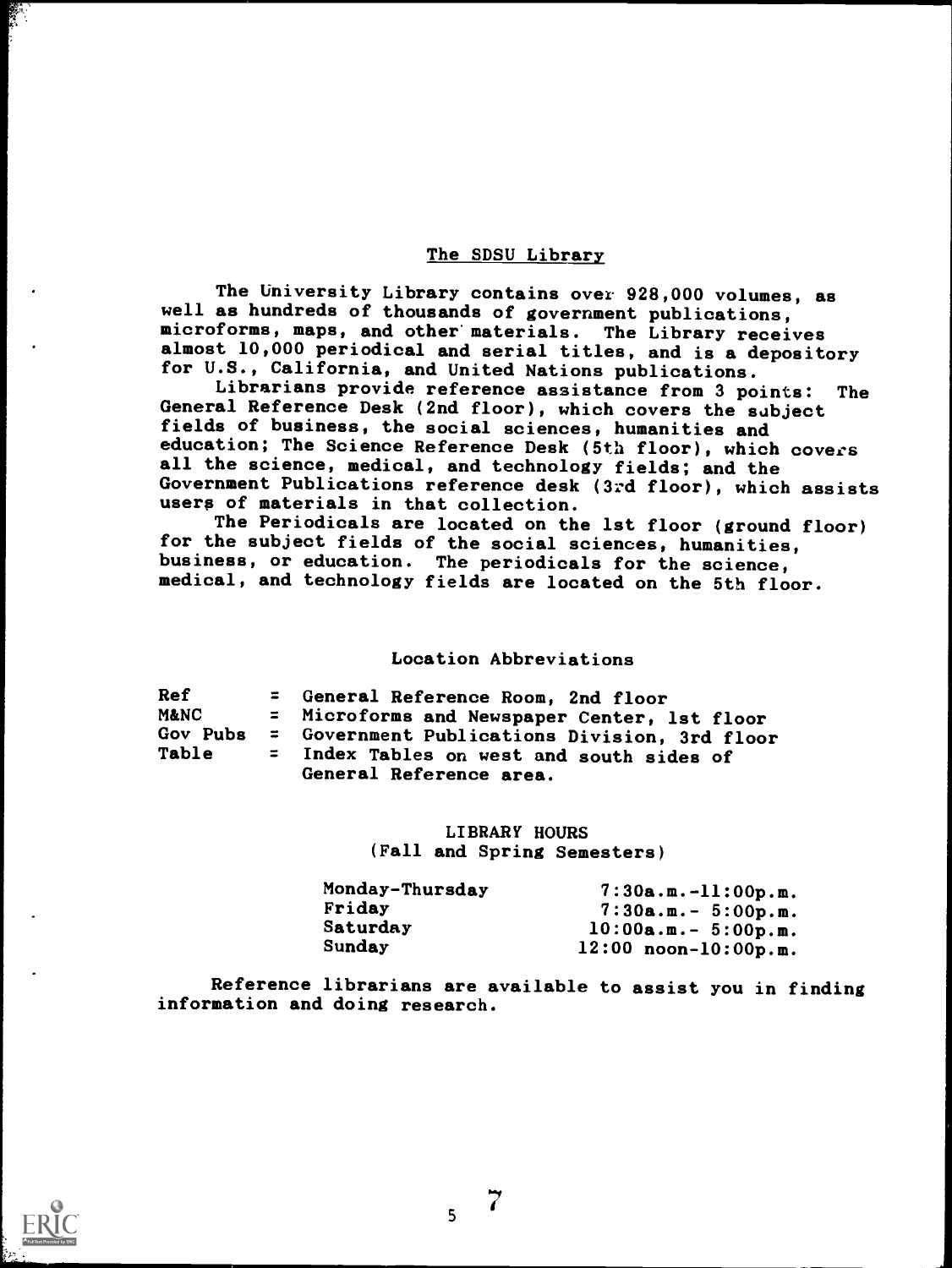## The SDSU Library

The University Library contains over 928,000 volumes, as well as hundreds of thousands of government publications, microforms, maps, and other materials. The Library receives almost 10,000 periodical and serial titles, and is a depository for U.S., California, and United Nations publications.

Librarians provide reference assistance from 3 points: The General Reference Desk (2nd floor), which covers the subject fields of business, the social sciences, humanities and education; The Science Reference Desk (5th floor), which covers all the science, medical, and technology fields; and the Government Publications reference desk (3rd floor), which assists users of materials in that collection.

The Periodicals are located on the 1st floor (ground floor) for the subject fields of the social sciences, humanities, business, or education. The periodicals for the science, medical, and technology fields are located on the 5th floor.

### Location Abbreviations

| | | |
|---|---|---|
| Ref | = | General Reference Room, 2nd floor |
| M&NC | = | Microforms and Newspaper Center, 1st floor |
| Gov Pubs | = | Government Publications Division, 3rd floor |
| Table | = | Index Tables on west and south sides of General Reference area. |

### LIBRARY HOURS
(Fall and Spring Semesters)

| | |
|---|---|
| Monday-Thursday | 7:30a.m.-11:00p.m. |
| Friday | 7:30a.m.- 5:00p.m. |
| Saturday | 10:00a.m.- 5:00p.m. |
| Sunday | 12:00 noon-10:00p.m. |

Reference librarians are available to assist you in finding information and doing research.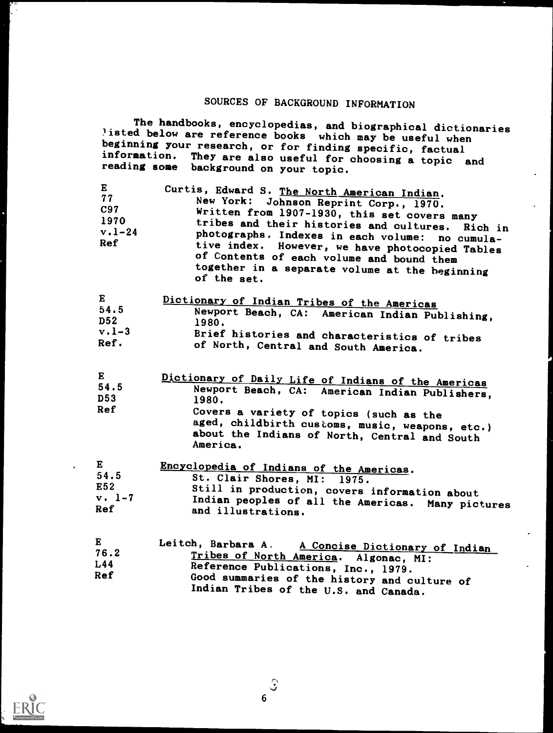# SOURCES OF BACKGROUND INFORMATION

The handbooks, encyclopedias, and biographical dictionaries listed below are reference books which may be useful when beginning your research, or for finding specific, factual information. They are also useful for choosing a topic and reading some background on your topic.

E
77
C97
1970
v.1-24
Ref

Curtis, Edward S. The North American Indian. New York: Johnson Reprint Corp., 1970. Written from 1907-1930, this set covers many tribes and their histories and cultures. Rich in photographs. Indexes in each volume: no cumulative index. However, we have photocopied Tables of Contents of each volume and bound them together in a separate volume at the beginning of the set.

E
54.5
D52
v.1-3
Ref.

Dictionary of Indian Tribes of the Americas Newport Beach, CA: American Indian Publishing, 1980. Brief histories and characteristics of tribes of North, Central and South America.

E
54.5
D53
Ref

Dictionary of Daily Life of Indians of the Americas Newport Beach, CA: American Indian Publishers, 1980. Covers a variety of topics (such as the aged, childbirth customs, music, weapons, etc.) about the Indians of North, Central and South America.

E
54.5
E52
v. 1-7
Ref

Encyclopedia of Indians of the Americas. St. Clair Shores, MI: 1975. Still in production, covers information about Indian peoples of all the Americas. Many pictures and illustrations.

E
76.2
L44
Ref

Leitch, Barbara A. A Concise Dictionary of Indian Tribes of North America. Algonac, MI: Reference Publications, Inc., 1979. Good summaries of the history and culture of Indian Tribes of the U.S. and Canada.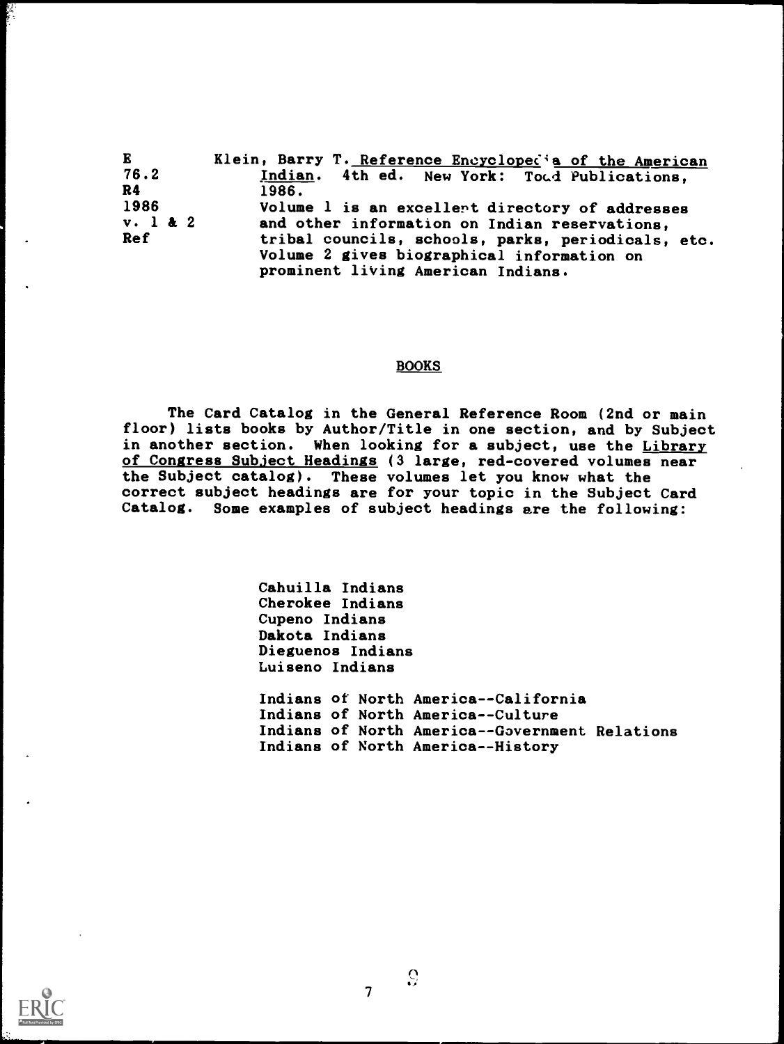E 76.2 R4 1986 v. 1 & 2 Ref

Klein, Barry T. Reference Encyclopedia of the American Indian. 4th ed. New York: Todd Publications, 1986.
Volume 1 is an excellent directory of addresses and other information on Indian reservations, tribal councils, schools, parks, periodicals, etc. Volume 2 gives biographical information on prominent living American Indians.

## BOOKS

The Card Catalog in the General Reference Room (2nd or main floor) lists books by Author/Title in one section, and by Subject in another section. When looking for a subject, use the Library of Congress Subject Headings (3 large, red-covered volumes near the Subject catalog). These volumes let you know what the correct subject headings are for your topic in the Subject Card Catalog. Some examples of subject headings are the following:

Cahuilla Indians
Cherokee Indians
Cupeno Indians
Dakota Indians
Dieguenos Indians
Luiseno Indians

Indians of North America--California
Indians of North America--Culture
Indians of North America--Government Relations
Indians of North America--History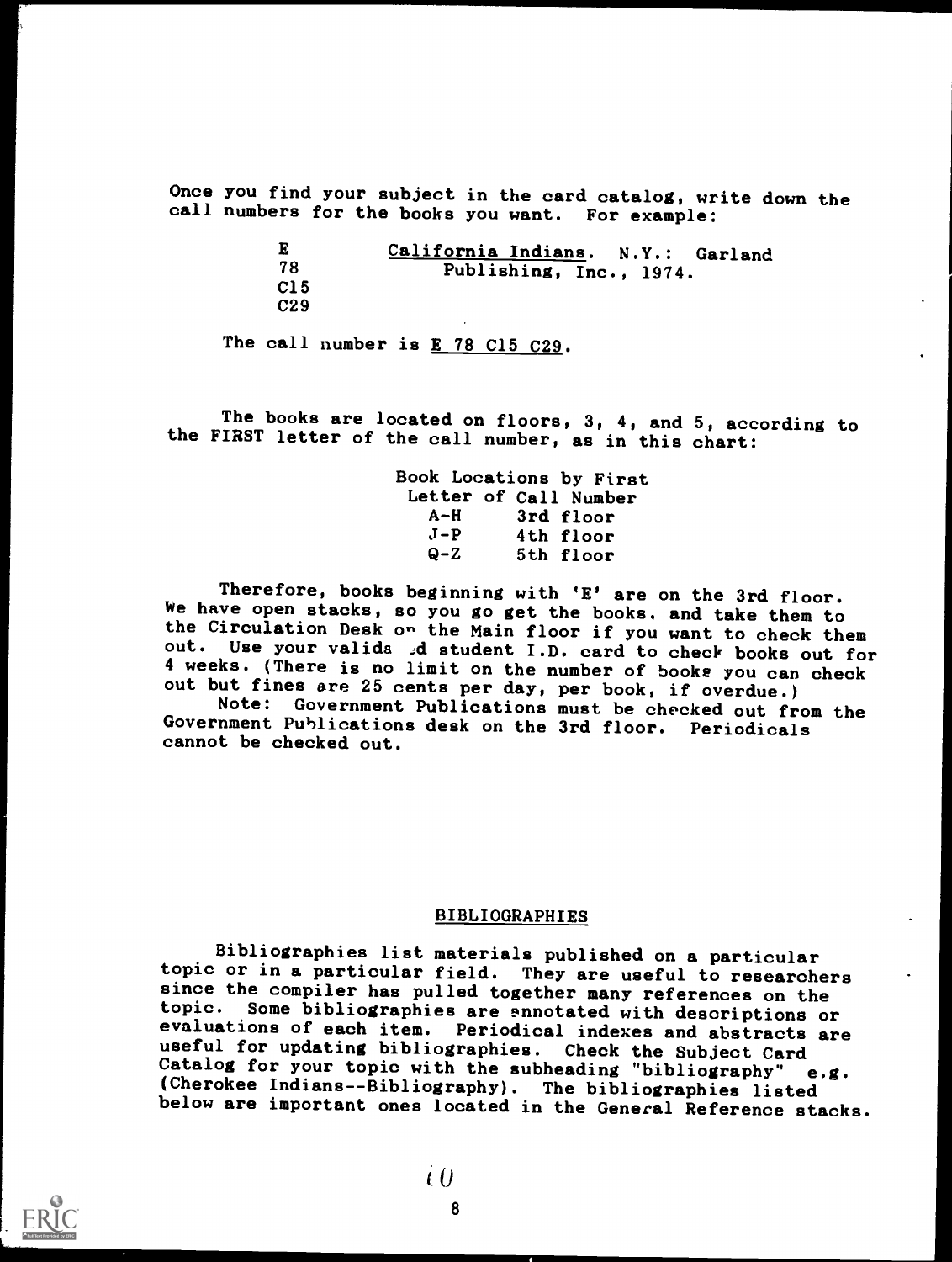Once you find your subject in the card catalog, write down the call numbers for the books you want. For example:

```
E       California Indians. N.Y.: Garland
78          Publishing, Inc., 1974.
C15
C29
```

The call number is <u>E 78 C15 C29</u>.

The books are located on floors, 3, 4, and 5, according to the FIRST letter of the call number, as in this chart:

| Book Locations by First Letter of Call Number | |
|---|---|
| A-H | 3rd floor |
| J-P | 4th floor |
| Q-Z | 5th floor |

Therefore, books beginning with 'E' are on the 3rd floor. We have open stacks, so you go get the books, and take them to the Circulation Desk on the Main floor if you want to check them out. Use your validated student I.D. card to check books out for 4 weeks. (There is no limit on the number of books you can check out but fines are 25 cents per day, per book, if overdue.)

Note: Government Publications must be checked out from the Government Publications desk on the 3rd floor. Periodicals cannot be checked out.

## BIBLIOGRAPHIES

Bibliographies list materials published on a particular topic or in a particular field. They are useful to researchers since the compiler has pulled together many references on the topic. Some bibliographies are annotated with descriptions or evaluations of each item. Periodical indexes and abstracts are useful for updating bibliographies. Check the Subject Card Catalog for your topic with the subheading "bibliography" e.g. (Cherokee Indians--Bibliography). The bibliographies listed below are important ones located in the General Reference stacks.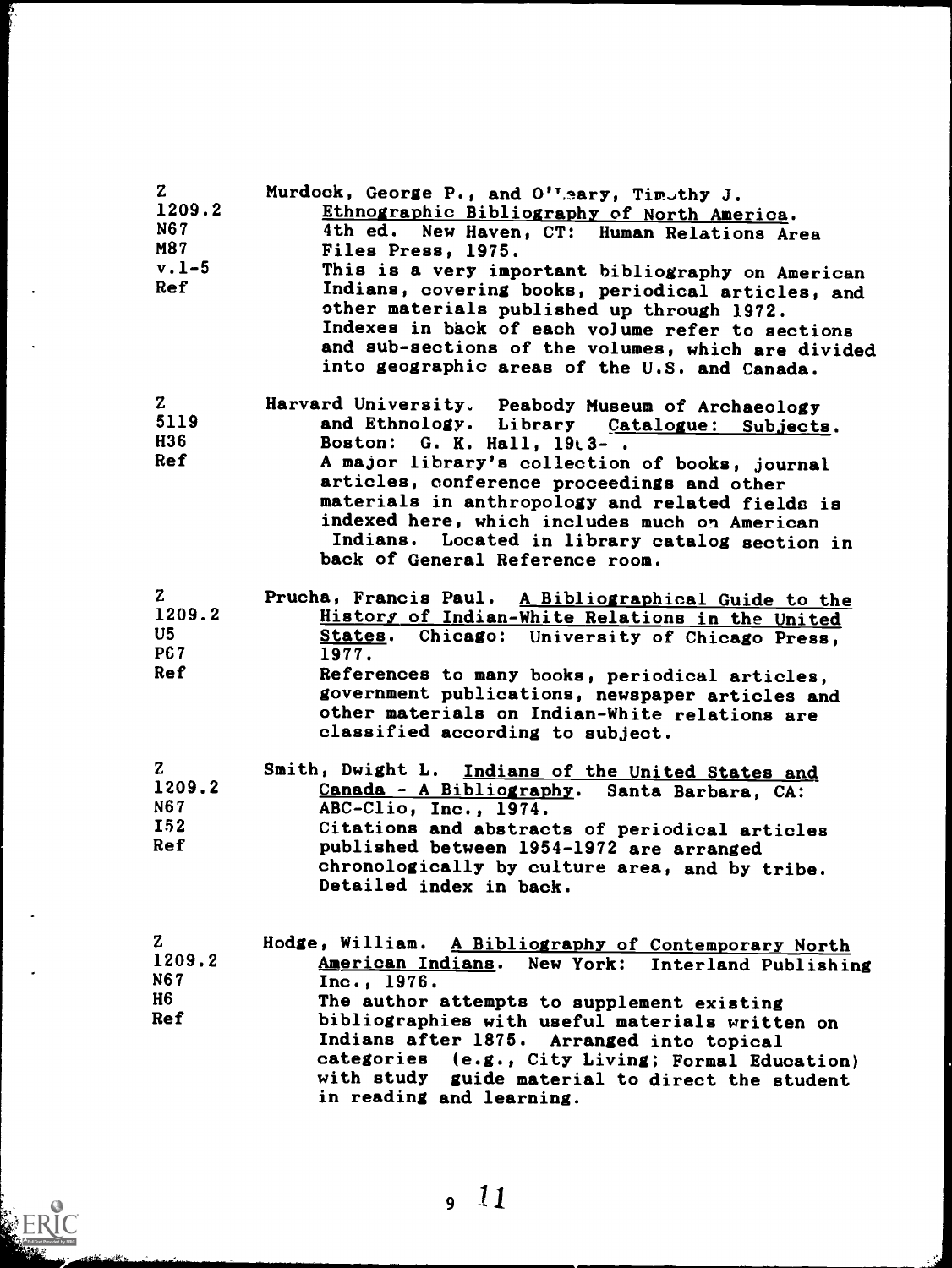Z
1209.2
N67
M87
v.1-5
Ref

Murdock, George P., and O'Leary, Timothy J. Ethnographic Bibliography of North America. 4th ed. New Haven, CT: Human Relations Area Files Press, 1975.
This is a very important bibliography on American Indians, covering books, periodical articles, and other materials published up through 1972. Indexes in back of each volume refer to sections and sub-sections of the volumes, which are divided into geographic areas of the U.S. and Canada.

Z
5119
H36
Ref

Harvard University. Peabody Museum of Archaeology and Ethnology. Library Catalogue: Subjects. Boston: G. K. Hall, 1963- .
A major library's collection of books, journal articles, conference proceedings and other materials in anthropology and related fields is indexed here, which includes much on American Indians. Located in library catalog section in back of General Reference room.

Z
1209.2
U5
P67
Ref

Prucha, Francis Paul. A Bibliographical Guide to the History of Indian-White Relations in the United States. Chicago: University of Chicago Press, 1977.
References to many books, periodical articles, government publications, newspaper articles and other materials on Indian-White relations are classified according to subject.

Z
1209.2
N67
I52
Ref

Smith, Dwight L. Indians of the United States and Canada - A Bibliography. Santa Barbara, CA: ABC-Clio, Inc., 1974.
Citations and abstracts of periodical articles published between 1954-1972 are arranged chronologically by culture area, and by tribe. Detailed index in back.

Z
1209.2
N67
H6
Ref

Hodge, William. A Bibliography of Contemporary North American Indians. New York: Interland Publishing Inc., 1976.
The author attempts to supplement existing bibliographies with useful materials written on Indians after 1875. Arranged into topical categories (e.g., City Living; Formal Education) with study guide material to direct the student in reading and learning.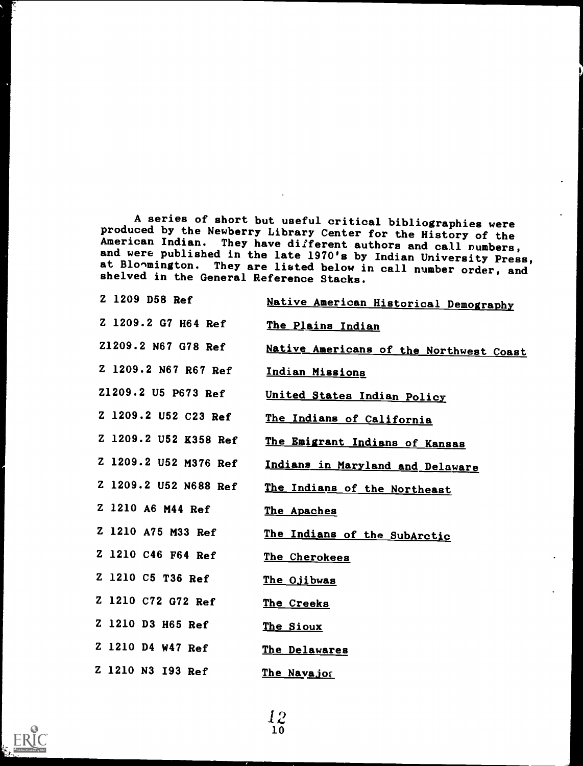A series of short but useful critical bibliographies were produced by the Newberry Library Center for the History of the American Indian. They have different authors and call numbers, and were published in the late 1970's by Indian University Press, at Bloomington. They are listed below in call number order, and shelved in the General Reference Stacks.

| | |
|---|---|
| Z 1209 D58 Ref | Native American Historical Demography |
| Z 1209.2 G7 H64 Ref | The Plains Indian |
| Z1209.2 N67 G78 Ref | Native Americans of the Northwest Coast |
| Z 1209.2 N67 R67 Ref | Indian Missions |
| Z1209.2 U5 P673 Ref | United States Indian Policy |
| Z 1209.2 U52 C23 Ref | The Indians of California |
| Z 1209.2 U52 K358 Ref | The Emigrant Indians of Kansas |
| Z 1209.2 U52 M376 Ref | Indians in Maryland and Delaware |
| Z 1209.2 U52 N688 Ref | The Indians of the Northeast |
| Z 1210 A6 M44 Ref | The Apaches |
| Z 1210 A75 M33 Ref | The Indians of the SubArctic |
| Z 1210 C46 F64 Ref | The Cherokees |
| Z 1210 C5 T36 Ref | The Ojibwas |
| Z 1210 C72 G72 Ref | The Creeks |
| Z 1210 D3 H65 Ref | The Sioux |
| Z 1210 D4 W47 Ref | The Delawares |
| Z 1210 N3 I93 Ref | The Navajos |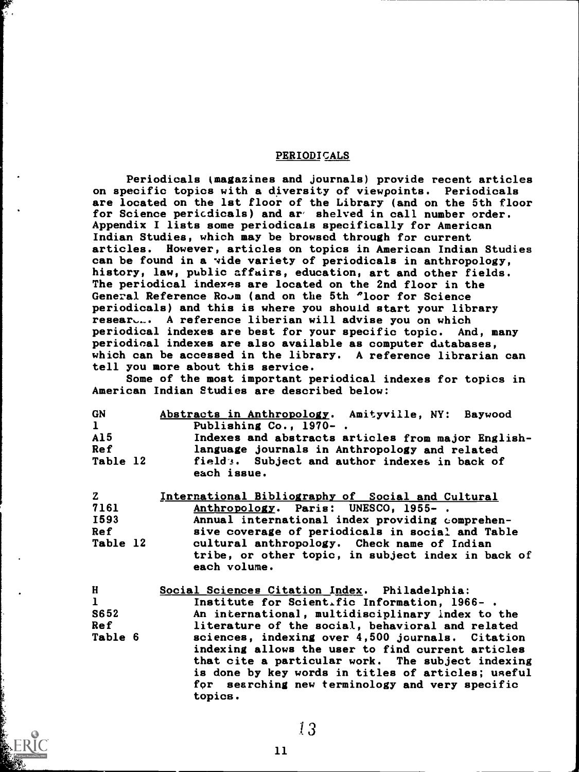## PERIODICALS

Periodicals (magazines and journals) provide recent articles on specific topics with a diversity of viewpoints. Periodicals are located on the 1st floor of the Library (and on the 5th floor for Science periodicals) and are shelved in call number order. Appendix I lists some periodicals specifically for American Indian Studies, which may be browsed through for current articles. However, articles on topics in American Indian Studies can be found in a wide variety of periodicals in anthropology, history, law, public affairs, education, art and other fields. The periodical indexes are located on the 2nd floor in the General Reference Room (and on the 5th floor for Science periodicals) and this is where you should start your library research. A reference liberian will advise you on which periodical indexes are best for your specific topic. And, many periodical indexes are also available as computer databases, which can be accessed in the library. A reference librarian can tell you more about this service.

Some of the most important periodical indexes for topics in American Indian Studies are described below:

| | |
|---|---|
| GN<br>1<br>A15<br>Ref<br>Table 12 | <u>Abstracts in Anthropology</u>. Amityville, NY: Baywood Publishing Co., 1970- . Indexes and abstracts articles from major English-language journals in Anthropology and related fields. Subject and author indexes in back of each issue. |
| Z<br>7161<br>I593<br>Ref<br>Table 12 | <u>International Bibliography of Social and Cultural Anthropology</u>. Paris: UNESCO, 1955- . Annual international index providing comprehensive coverage of periodicals in social and Table cultural anthropology. Check name of Indian tribe, or other topic, in subject index in back of each volume. |
| H<br>1<br>S652<br>Ref<br>Table 6 | <u>Social Sciences Citation Index</u>. Philadelphia: Institute for Scientific Information, 1966- . An international, multidisciplinary index to the literature of the social, behavioral and related sciences, indexing over 4,500 journals. Citation indexing allows the user to find current articles that cite a particular work. The subject indexing is done by key words in titles of articles; useful for searching new terminology and very specific topics. |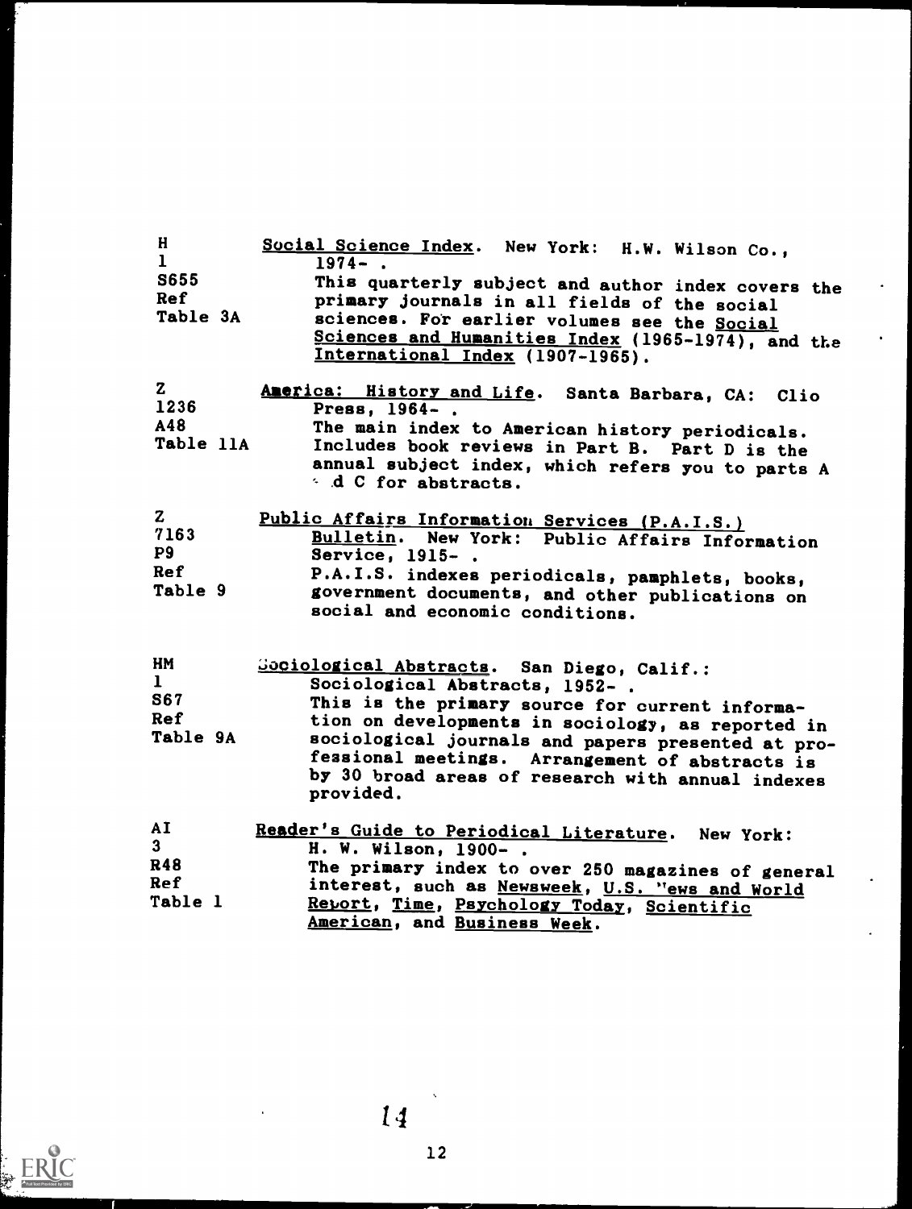| | |
|---|---|
| H<br>1<br>S655<br>Ref<br>Table 3A | Social Science Index. New York: H.W. Wilson Co., 1974- .<br>This quarterly subject and author index covers the primary journals in all fields of the social sciences. For earlier volumes see the Social Sciences and Humanities Index (1965-1974), and the International Index (1907-1965). |
| Z<br>1236<br>A48<br>Table 11A | America: History and Life. Santa Barbara, CA: Clio Press, 1964- .<br>The main index to American history periodicals. Includes book reviews in Part B. Part D is the annual subject index, which refers you to parts A and C for abstracts. |
| Z<br>7163<br>P9<br>Ref<br>Table 9 | Public Affairs Information Services (P.A.I.S.) Bulletin. New York: Public Affairs Information Service, 1915- .<br>P.A.I.S. indexes periodicals, pamphlets, books, government documents, and other publications on social and economic conditions. |
| HM<br>1<br>S67<br>Ref<br>Table 9A | Sociological Abstracts. San Diego, Calif.: Sociological Abstracts, 1952- .<br>This is the primary source for current information on developments in sociology, as reported in sociological journals and papers presented at professional meetings. Arrangement of abstracts is by 30 broad areas of research with annual indexes provided. |
| AI<br>3<br>R48<br>Ref<br>Table 1 | Reader's Guide to Periodical Literature. New York: H. W. Wilson, 1900- .<br>The primary index to over 250 magazines of general interest, such as Newsweek, U.S. News and World Report, Time, Psychology Today, Scientific American, and Business Week. |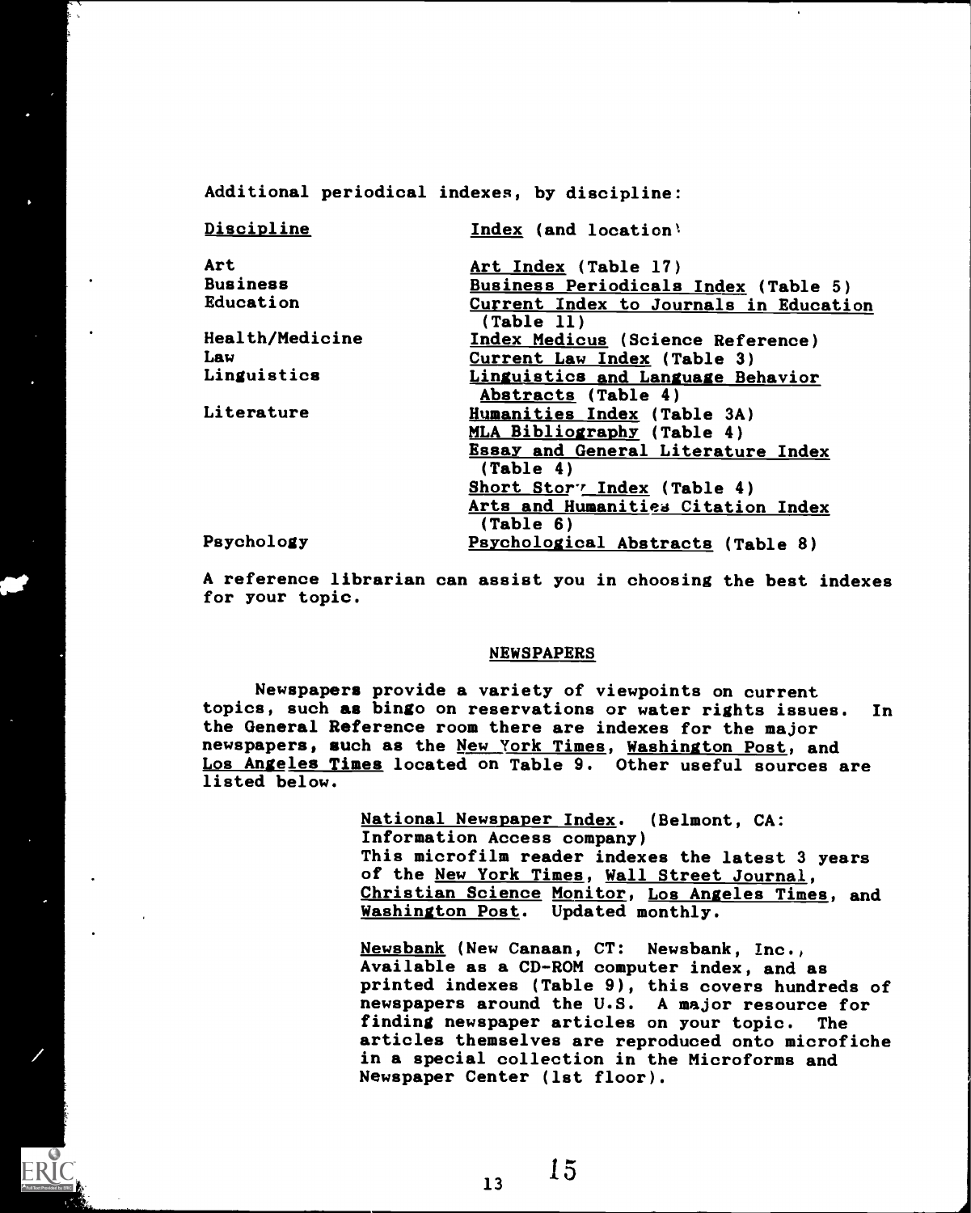Additional periodical indexes, by discipline:

| Discipline | Index (and location) |
|---|---|
| Art | Art Index (Table 17) |
| Business | Business Periodicals Index (Table 5) |
| Education | Current Index to Journals in Education (Table 11) |
| Health/Medicine | Index Medicus (Science Reference) |
| Law | Current Law Index (Table 3) |
| Linguistics | Linguistics and Language Behavior Abstracts (Table 4) |
| Literature | Humanities Index (Table 3A) |
| | MLA Bibliography (Table 4) |
| | Essay and General Literature Index (Table 4) |
| | Short Story Index (Table 4) |
| | Arts and Humanities Citation Index (Table 6) |
| Psychology | Psychological Abstracts (Table 8) |

A reference librarian can assist you in choosing the best indexes for your topic.

## NEWSPAPERS

Newspapers provide a variety of viewpoints on current topics, such as bingo on reservations or water rights issues. In the General Reference room there are indexes for the major newspapers, such as the New York Times, Washington Post, and Los Angeles Times located on Table 9. Other useful sources are listed below.

> National Newspaper Index. (Belmont, CA: Information Access company)
> This microfilm reader indexes the latest 3 years of the New York Times, Wall Street Journal, Christian Science Monitor, Los Angeles Times, and Washington Post. Updated monthly.

> Newsbank (New Canaan, CT: Newsbank, Inc., Available as a CD-ROM computer index, and as printed indexes (Table 9), this covers hundreds of newspapers around the U.S. A major resource for finding newspaper articles on your topic. The articles themselves are reproduced onto microfiche in a special collection in the Microforms and Newspaper Center (1st floor).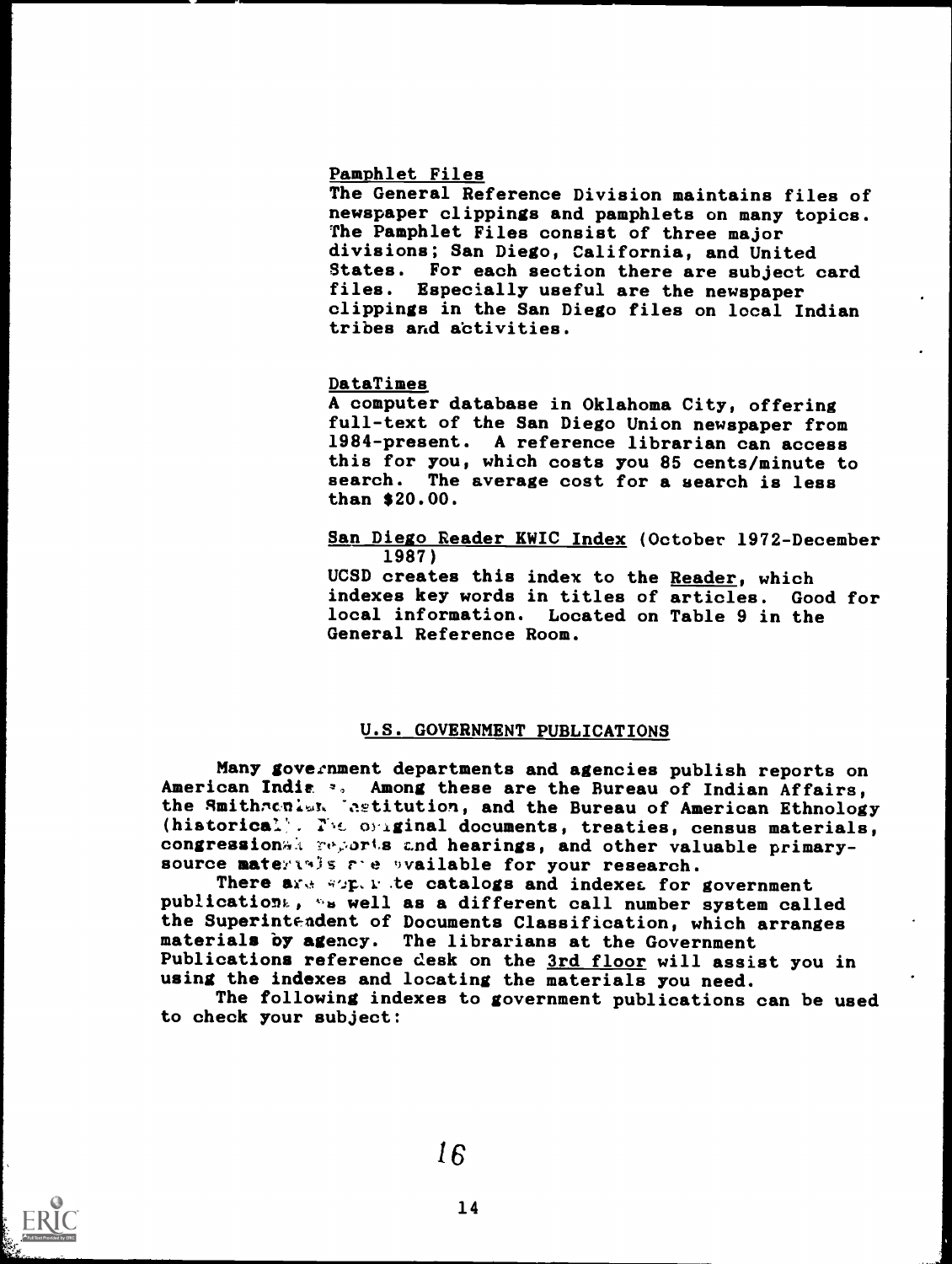Pamphlet Files
The General Reference Division maintains files of newspaper clippings and pamphlets on many topics. The Pamphlet Files consist of three major divisions; San Diego, California, and United States. For each section there are subject card files. Especially useful are the newspaper clippings in the San Diego files on local Indian tribes and activities.

DataTimes
A computer database in Oklahoma City, offering full-text of the San Diego Union newspaper from 1984-present. A reference librarian can access this for you, which costs you 85 cents/minute to search. The average cost for a search is less than $20.00.

San Diego Reader KWIC Index (October 1972-December 1987)
UCSD creates this index to the Reader, which indexes key words in titles of articles. Good for local information. Located on Table 9 in the General Reference Room.

## U.S. GOVERNMENT PUBLICATIONS

Many government departments and agencies publish reports on American Indians. Among these are the Bureau of Indian Affairs, the Smithsonian Institution, and the Bureau of American Ethnology (historical). The original documents, treaties, census materials, congressional reports and hearings, and other valuable primary-source materials are available for your research.

There are separate catalogs and indexes for government publications, as well as a different call number system called the Superintendent of Documents Classification, which arranges materials by agency. The librarians at the Government Publications reference desk on the 3rd floor will assist you in using the indexes and locating the materials you need.

The following indexes to government publications can be used to check your subject: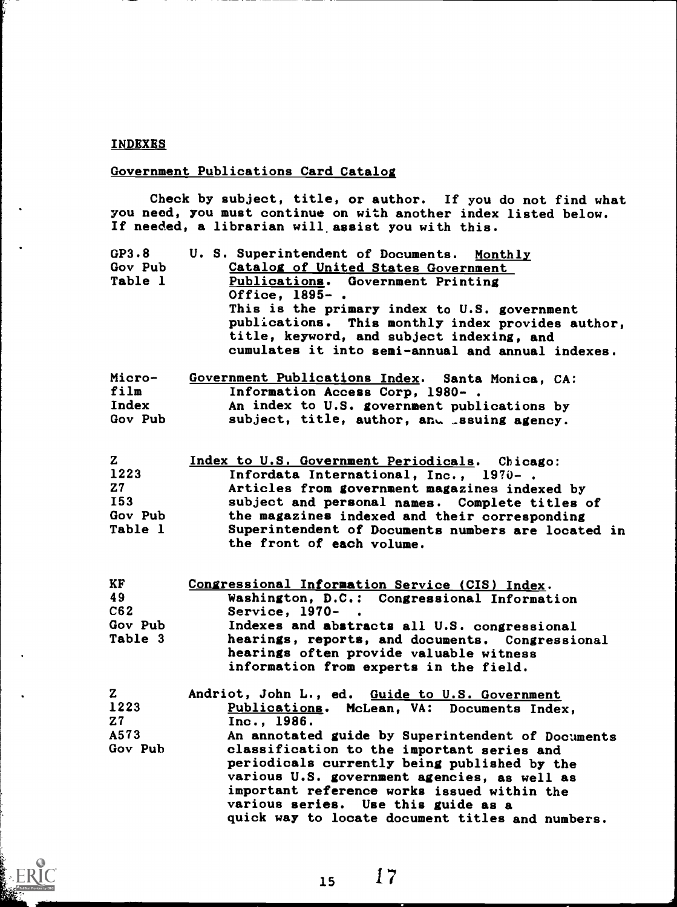## INDEXES

### Government Publications Card Catalog

Check by subject, title, or author. If you do not find what you need, you must continue on with another index listed below. If needed, a librarian will assist you with this.

GP3.8
Gov Pub
Table 1

U. S. Superintendent of Documents. Monthly Catalog of United States Government Publications. Government Printing Office, 1895- .
This is the primary index to U.S. government publications. This monthly index provides author, title, keyword, and subject indexing, and cumulates it into semi-annual and annual indexes.

Micro-
film
Index
Gov Pub

Government Publications Index. Santa Monica, CA: Information Access Corp, 1980- .
An index to U.S. government publications by subject, title, author, and issuing agency.

Z
1223
Z7
I53
Gov Pub
Table 1

Index to U.S. Government Periodicals. Chicago: Infordata International, Inc., 1970- .
Articles from government magazines indexed by subject and personal names. Complete titles of the magazines indexed and their corresponding Superintendent of Documents numbers are located in the front of each volume.

KF
49
C62
Gov Pub
Table 3

Congressional Information Service (CIS) Index. Washington, D.C.: Congressional Information Service, 1970- .
Indexes and abstracts all U.S. congressional hearings, reports, and documents. Congressional hearings often provide valuable witness information from experts in the field.

Z
1223
Z7
A573
Gov Pub

Andriot, John L., ed. Guide to U.S. Government Publications. McLean, VA: Documents Index, Inc., 1986.
An annotated guide by Superintendent of Documents classification to the important series and periodicals currently being published by the various U.S. government agencies, as well as important reference works issued within the various series. Use this guide as a quick way to locate document titles and numbers.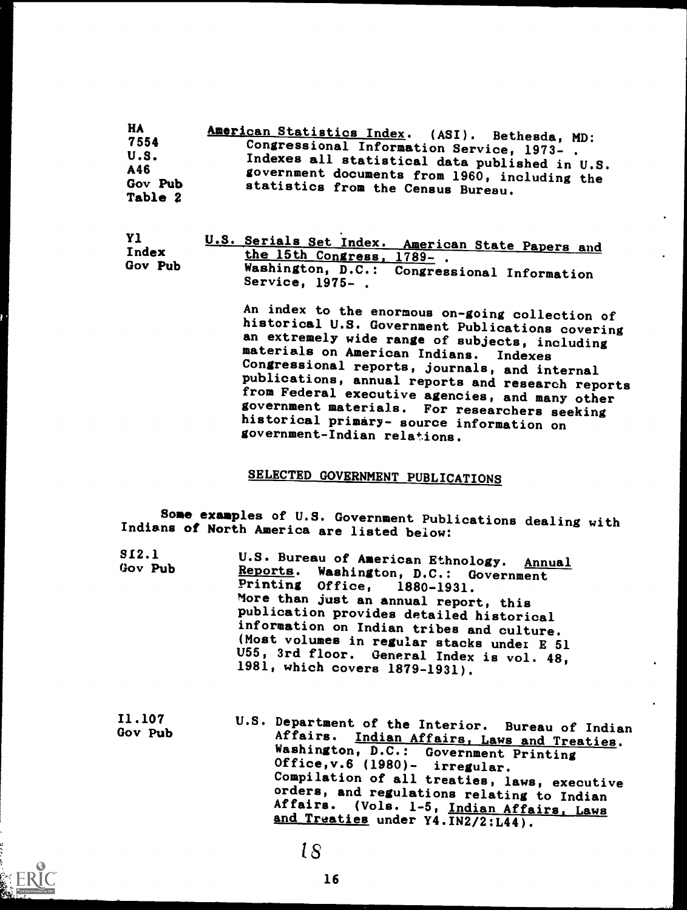HA 7554 U.S. A46 Gov Pub Table 2

<u>American Statistics Index</u>. (ASI). Bethesda, MD: Congressional Information Service, 1973- . Indexes all statistical data published in U.S. government documents from 1960, including the statistics from the Census Bureau.

Y1 Index Gov Pub

<u>U.S. Serials Set Index. American State Papers and the 15th Congress, 1789-</u> . Washington, D.C.: Congressional Information Service, 1975- .

An index to the enormous on-going collection of historical U.S. Government Publications covering an extremely wide range of subjects, including materials on American Indians. Indexes Congressional reports, journals, and internal publications, annual reports and research reports from Federal executive agencies, and many other government materials. For researchers seeking historical primary- source information on government-Indian relations.

## SELECTED GOVERNMENT PUBLICATIONS

Some examples of U.S. Government Publications dealing with Indians of North America are listed below:

SI2.1 Gov Pub

U.S. Bureau of American Ethnology. <u>Annual Reports</u>. Washington, D.C.: Government Printing Office, 1880-1931. More than just an annual report, this publication provides detailed historical information on Indian tribes and culture. (Most volumes in regular stacks under E 51 U55, 3rd floor. General Index is vol. 48, 1981, which covers 1879-1931).

I1.107 Gov Pub

U.S. Department of the Interior. Bureau of Indian Affairs. <u>Indian Affairs, Laws and Treaties</u>. Washington, D.C.: Government Printing Office, v.6 (1980)- irregular. Compilation of all treaties, laws, executive orders, and regulations relating to Indian Affairs. (Vols. 1-5, <u>Indian Affairs, Laws and Treaties</u> under Y4.IN2/2:L44).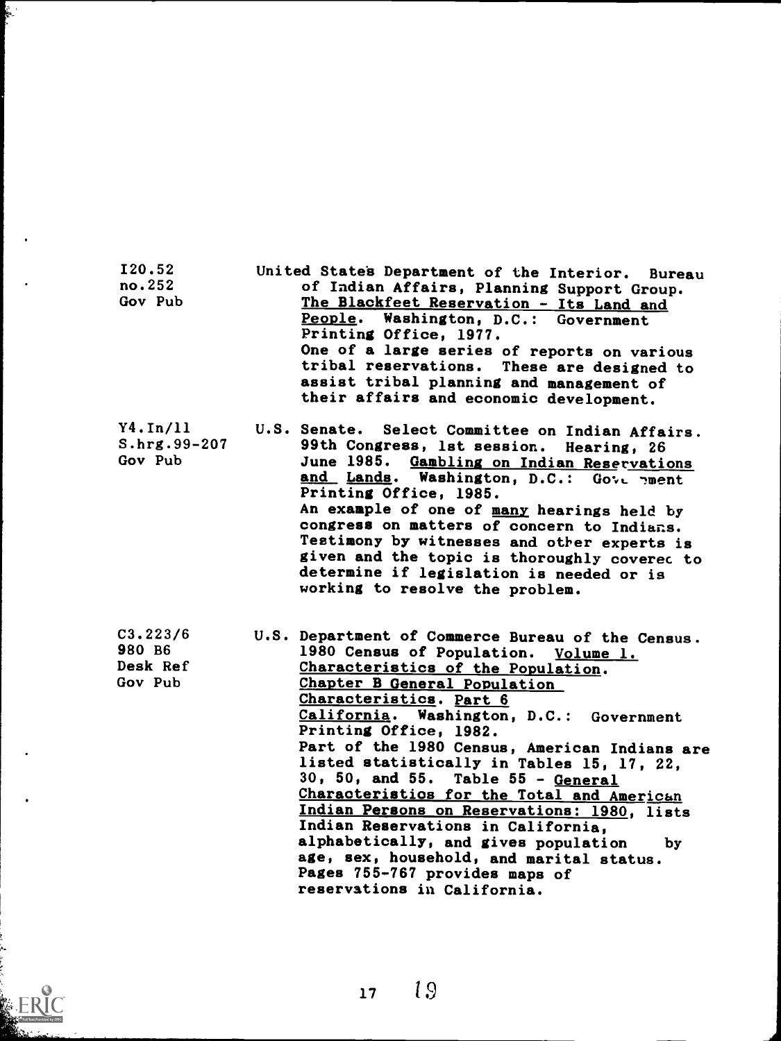I20.52
no.252
Gov Pub

United States Department of the Interior. Bureau of Indian Affairs, Planning Support Group. The Blackfeet Reservation - Its Land and People. Washington, D.C.: Government Printing Office, 1977.
One of a large series of reports on various tribal reservations. These are designed to assist tribal planning and management of their affairs and economic development.

Y4.In/11
S.hrg.99-207
Gov Pub

U.S. Senate. Select Committee on Indian Affairs. 99th Congress, 1st session. Hearing, 26 June 1985. Gambling on Indian Reservations and Lands. Washington, D.C.: Government Printing Office, 1985.
An example of one of many hearings held by congress on matters of concern to Indians. Testimony by witnesses and other experts is given and the topic is thoroughly covered to determine if legislation is needed or is working to resolve the problem.

C3.223/6
980 B6
Desk Ref
Gov Pub

U.S. Department of Commerce Bureau of the Census. 1980 Census of Population. Volume 1. Characteristics of the Population. Chapter B General Population Characteristics. Part 6 California. Washington, D.C.: Government Printing Office, 1982.
Part of the 1980 Census, American Indians are listed statistically in Tables 15, 17, 22, 30, 50, and 55. Table 55 - General Characteristics for the Total and American Indian Persons on Reservations: 1980, lists Indian Reservations in California, alphabetically, and gives population by age, sex, household, and marital status. Pages 755-767 provides maps of reservations in California.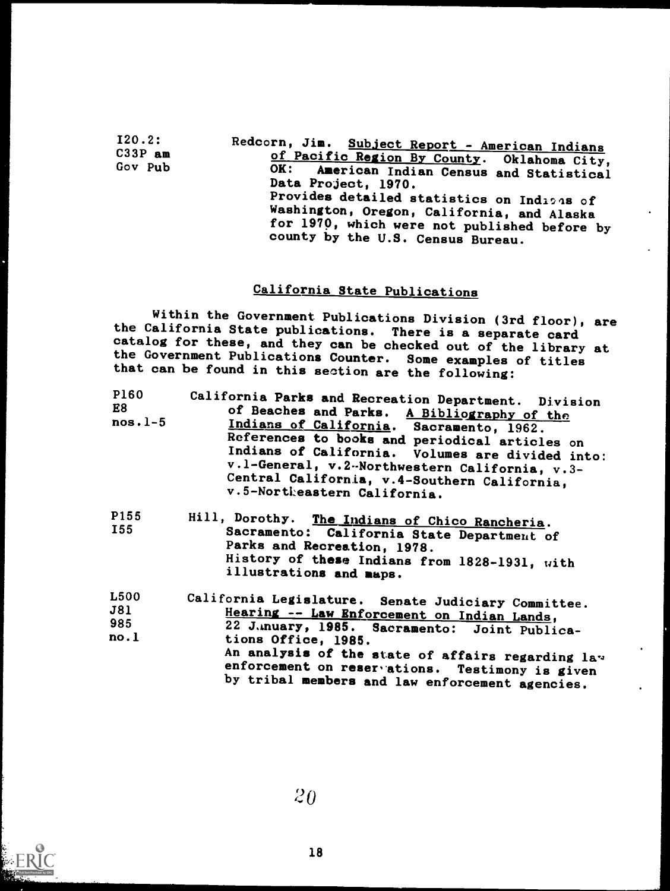I20.2:
C33P am
Gov Pub

Redcorn, Jim. Subject Report - American Indians of Pacific Region By County. Oklahoma City, OK: American Indian Census and Statistical Data Project, 1970.
Provides detailed statistics on Indians of Washington, Oregon, California, and Alaska for 1970, which were not published before by county by the U.S. Census Bureau.

## California State Publications

Within the Government Publications Division (3rd floor), are the California State publications. There is a separate card catalog for these, and they can be checked out of the library at the Government Publications Counter. Some examples of titles that can be found in this section are the following:

P160
E8
nos.1-5

California Parks and Recreation Department. Division of Beaches and Parks. A Bibliography of the Indians of California. Sacramento, 1962.
References to books and periodical articles on Indians of California. Volumes are divided into: v.1-General, v.2-Northwestern California, v.3-Central California, v.4-Southern California, v.5-Northeastern California.

P155
I55

Hill, Dorothy. The Indians of Chico Rancheria. Sacramento: California State Department of Parks and Recreation, 1978.
History of these Indians from 1828-1931, with illustrations and maps.

L500
J81
985
no.1

California Legislature. Senate Judiciary Committee. Hearing -- Law Enforcement on Indian Lands, 22 January, 1985. Sacramento: Joint Publications Office, 1985.
An analysis of the state of affairs regarding law enforcement on reservations. Testimony is given by tribal members and law enforcement agencies.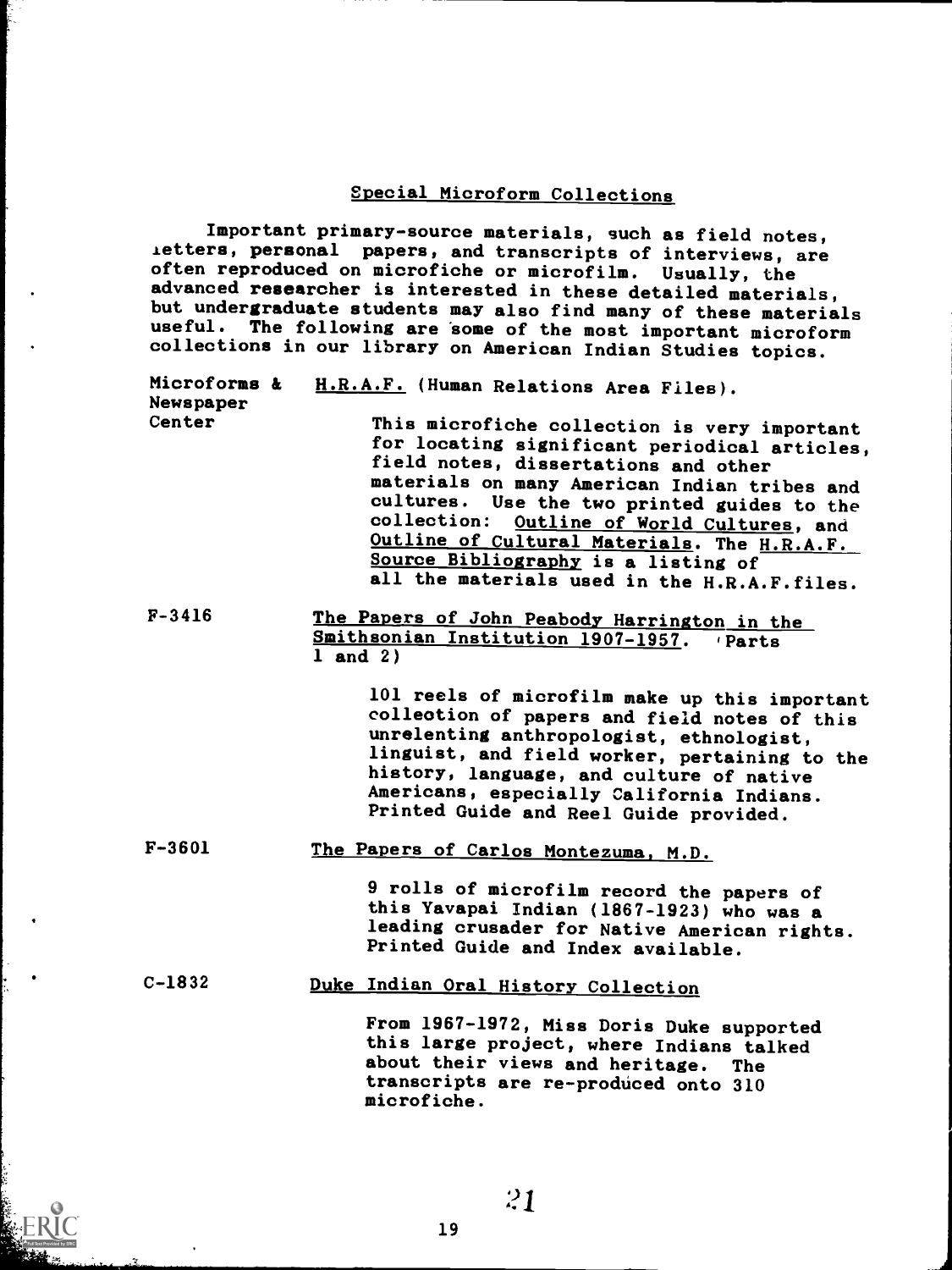## Special Microform Collections

Important primary-source materials, such as field notes, letters, personal papers, and transcripts of interviews, are often reproduced on microfiche or microfilm. Usually, the advanced researcher is interested in these detailed materials, but undergraduate students may also find many of these materials useful. The following are some of the most important microform collections in our library on American Indian Studies topics.

**Microforms & Newspaper Center** — H.R.A.F. (Human Relations Area Files).

This microfiche collection is very important for locating significant periodical articles, field notes, dissertations and other materials on many American Indian tribes and cultures. Use the two printed guides to the collection: Outline of World Cultures, and Outline of Cultural Materials. The H.R.A.F. Source Bibliography is a listing of all the materials used in the H.R.A.F. files.

**F-3416** — The Papers of John Peabody Harrington in the Smithsonian Institution 1907-1957. (Parts 1 and 2)

101 reels of microfilm make up this important collection of papers and field notes of this unrelenting anthropologist, ethnologist, linguist, and field worker, pertaining to the history, language, and culture of native Americans, especially California Indians. Printed Guide and Reel Guide provided.

**F-3601** — The Papers of Carlos Montezuma, M.D.

9 rolls of microfilm record the papers of this Yavapai Indian (1867-1923) who was a leading crusader for Native American rights. Printed Guide and Index available.

**C-1832** — Duke Indian Oral History Collection

From 1967-1972, Miss Doris Duke supported this large project, where Indians talked about their views and heritage. The transcripts are re-produced onto 310 microfiche.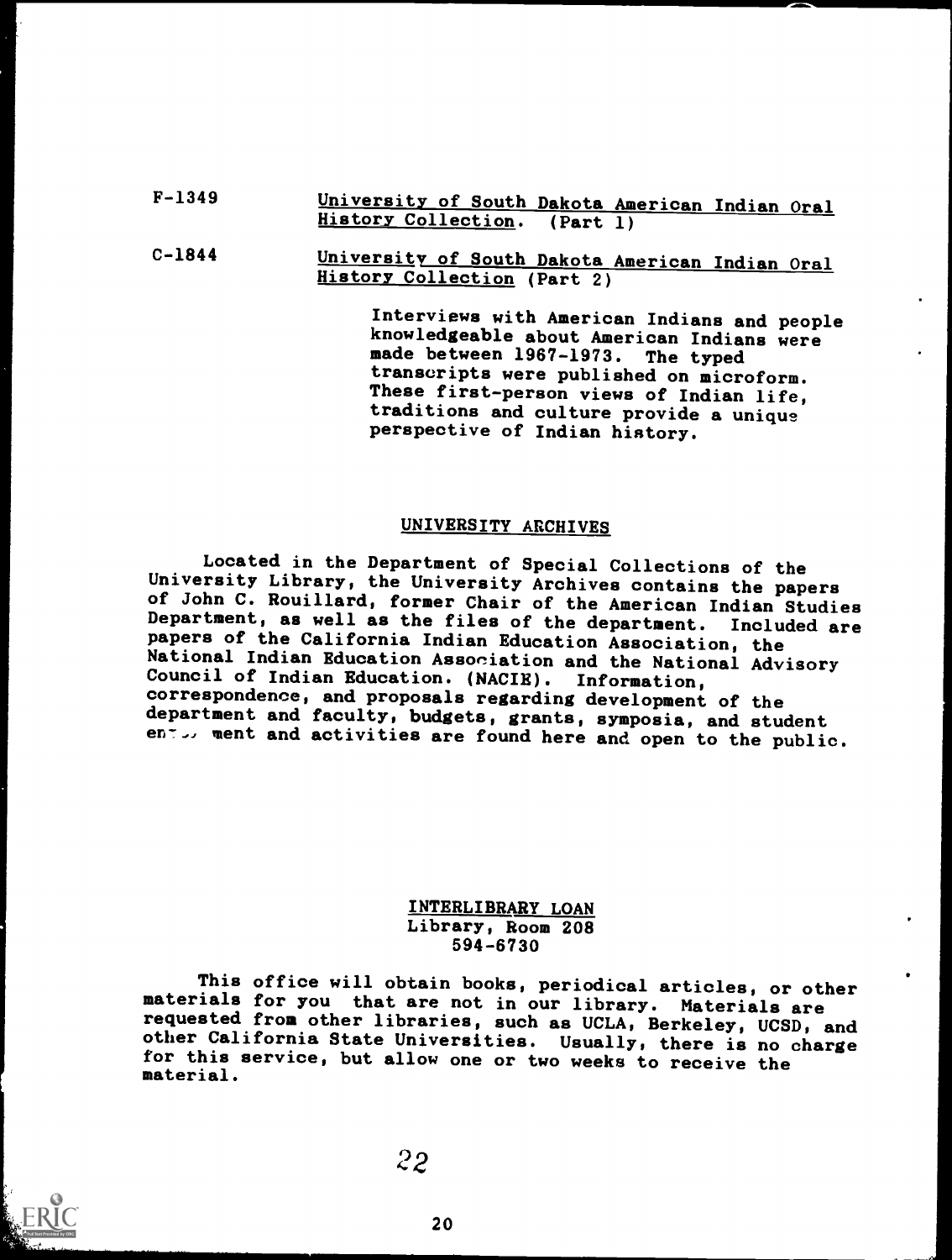F-1349 University of South Dakota American Indian Oral History Collection. (Part 1)

C-1844 University of South Dakota American Indian Oral History Collection (Part 2)

Interviews with American Indians and people knowledgeable about American Indians were made between 1967-1973. The typed transcripts were published on microform. These first-person views of Indian life, traditions and culture provide a unique perspective of Indian history.

## UNIVERSITY ARCHIVES

Located in the Department of Special Collections of the University Library, the University Archives contains the papers of John C. Rouillard, former Chair of the American Indian Studies Department, as well as the files of the department. Included are papers of the California Indian Education Association, the National Indian Education Association and the National Advisory Council of Indian Education. (NACIE). Information, correspondence, and proposals regarding development of the department and faculty, budgets, grants, symposia, and student en~~ ment and activities are found here and open to the public.

## INTERLIBRARY LOAN

Library, Room 208
594-6730

This office will obtain books, periodical articles, or other materials for you that are not in our library. Materials are requested from other libraries, such as UCLA, Berkeley, UCSD, and other California State Universities. Usually, there is no charge for this service, but allow one or two weeks to receive the material.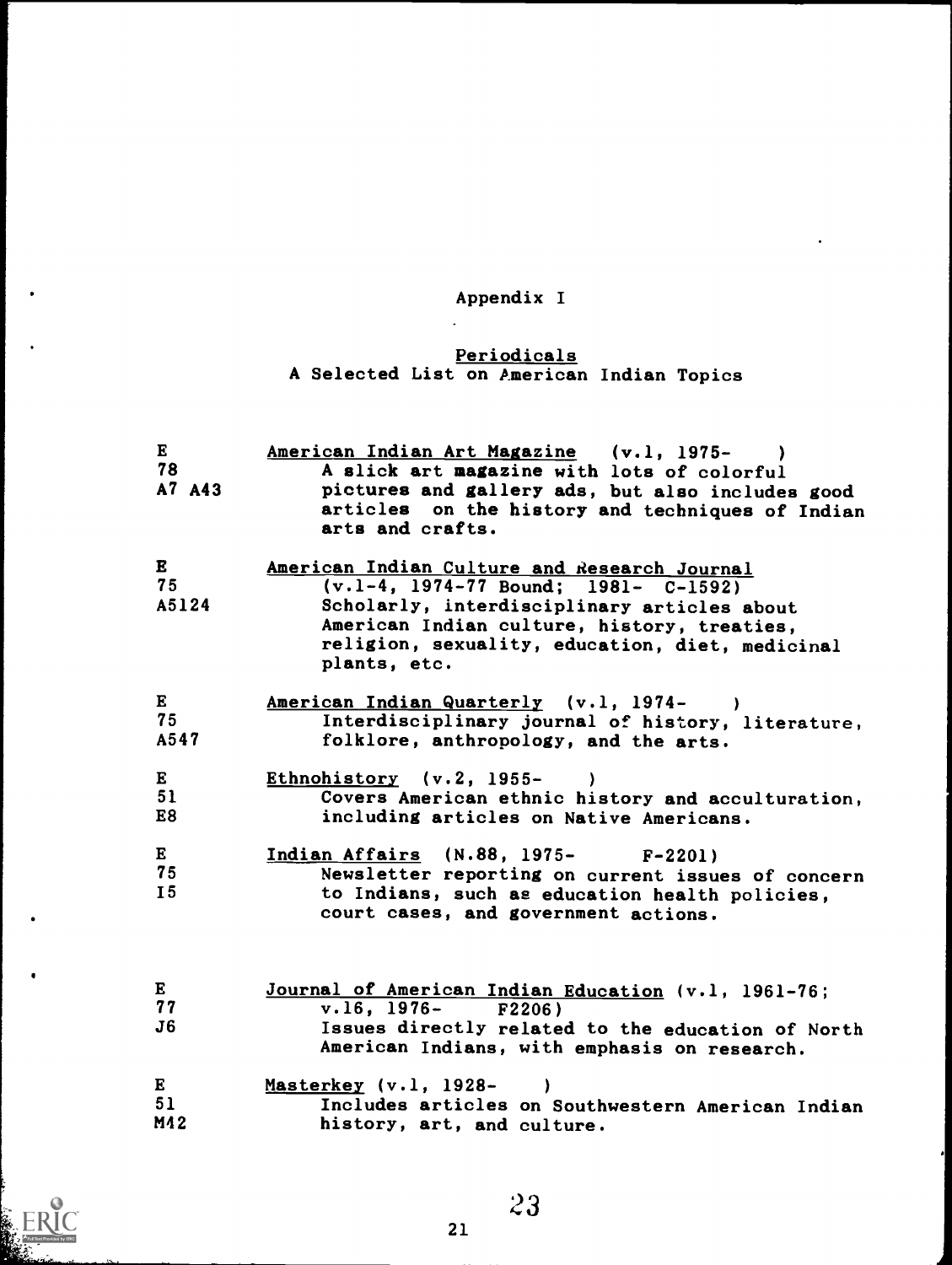# Appendix I

## Periodicals

### A Selected List on American Indian Topics

E
78
A7 A43

American Indian Art Magazine (v.1, 1975- )
A slick art magazine with lots of colorful pictures and gallery ads, but also includes good articles on the history and techniques of Indian arts and crafts.

E
75
A5124

American Indian Culture and Research Journal (v.1-4, 1974-77 Bound; 1981- C-1592)
Scholarly, interdisciplinary articles about American Indian culture, history, treaties, religion, sexuality, education, diet, medicinal plants, etc.

E
75
A547

American Indian Quarterly (v.1, 1974- )
Interdisciplinary journal of history, literature, folklore, anthropology, and the arts.

E
51
E8

Ethnohistory (v.2, 1955- )
Covers American ethnic history and acculturation, including articles on Native Americans.

E
75
I5

Indian Affairs (N.88, 1975- F-2201)
Newsletter reporting on current issues of concern to Indians, such as education health policies, court cases, and government actions.

E
77
J6

Journal of American Indian Education (v.1, 1961-76; v.16, 1976- F2206)
Issues directly related to the education of North American Indians, with emphasis on research.

E
51
M42

Masterkey (v.1, 1928- )
Includes articles on Southwestern American Indian history, art, and culture.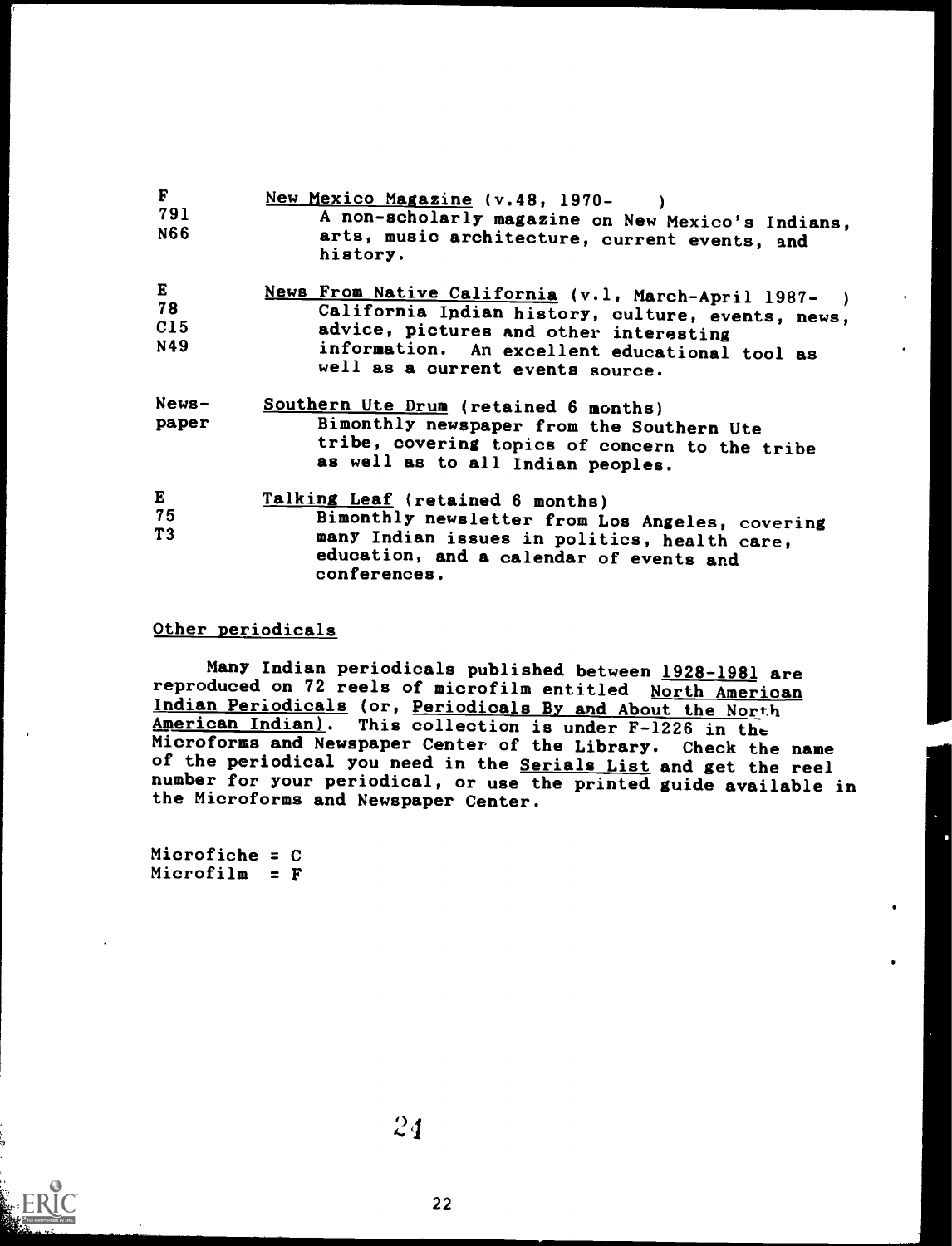| | |
|---|---|
| F<br>791<br>N66 | New Mexico Magazine (v.48, 1970- )<br>A non-scholarly magazine on New Mexico's Indians, arts, music architecture, current events, and history. |
| E<br>78<br>C15<br>N49 | News From Native California (v.1, March-April 1987- )<br>California Indian history, culture, events, news, advice, pictures and other interesting information. An excellent educational tool as well as a current events source. |
| News-<br>paper | Southern Ute Drum (retained 6 months)<br>Bimonthly newspaper from the Southern Ute tribe, covering topics of concern to the tribe as well as to all Indian peoples. |
| E<br>75<br>T3 | Talking Leaf (retained 6 months)<br>Bimonthly newsletter from Los Angeles, covering many Indian issues in politics, health care, education, and a calendar of events and conferences. |

Other periodicals

Many Indian periodicals published between 1928-1981 are reproduced on 72 reels of microfilm entitled North American Indian Periodicals (or, Periodicals By and About the North American Indian). This collection is under F-1226 in the Microforms and Newspaper Center of the Library. Check the name of the periodical you need in the Serials List and get the reel number for your periodical, or use the printed guide available in the Microforms and Newspaper Center.

Microfiche = C
Microfilm = F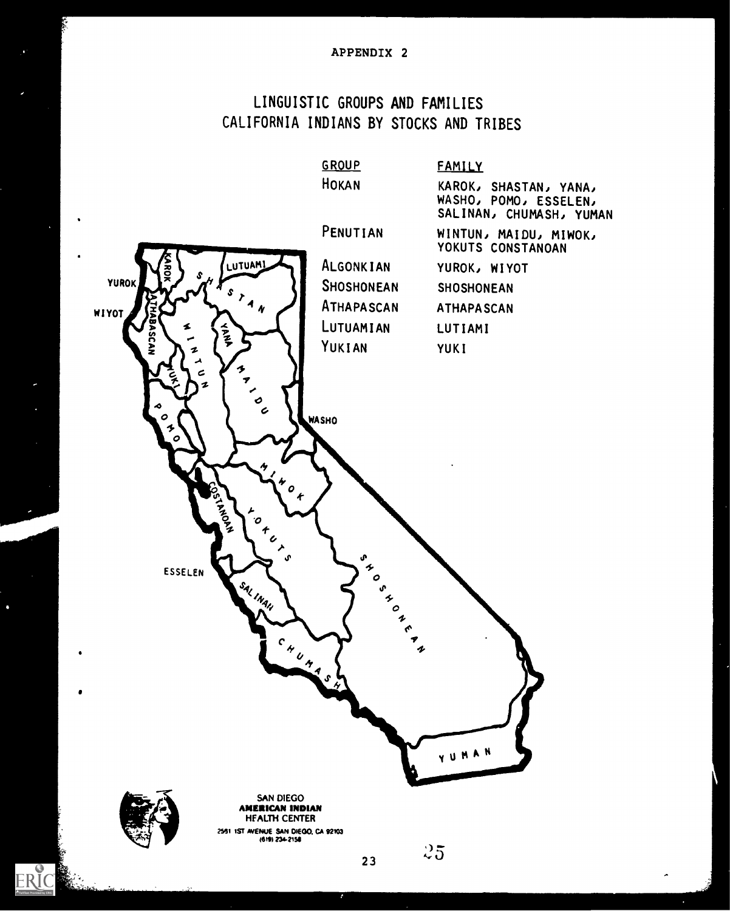APPENDIX 2

# LINGUISTIC GROUPS AND FAMILIES
## CALIFORNIA INDIANS BY STOCKS AND TRIBES

| GROUP | FAMILY |
| --- | --- |
| HOKAN | KAROK, SHASTAN, YANA, WASHO, POMO, ESSELEN, SALINAN, CHUMASH, YUMAN |
| PENUTIAN | WINTUN, MAIDU, MIWOK, YOKUTS CONSTANOAN |
| ALGONKIAN | YUROK, WIYOT |
| SHOSHONEAN | SHOSHONEAN |
| ATHAPASCAN | ATHAPASCAN |
| LUTUAMIAN | LUTIAMI |
| YUKIAN | YUKI |

KAROK LUTUAMI YUROK SHASTAN WIYOT ATHABASCAN WINTUN YANA YUKI MAIDU POMO WASHO MIWOK COSTANOAN YOKUTS ESSELEN SALINAN SHOSHONEAN CHUMASH YUMAN

SAN DIEGO
**AMERICAN INDIAN**
HEALTH CENTER
2561 1ST AVENUE SAN DIEGO, CA 92103
(619) 234-2158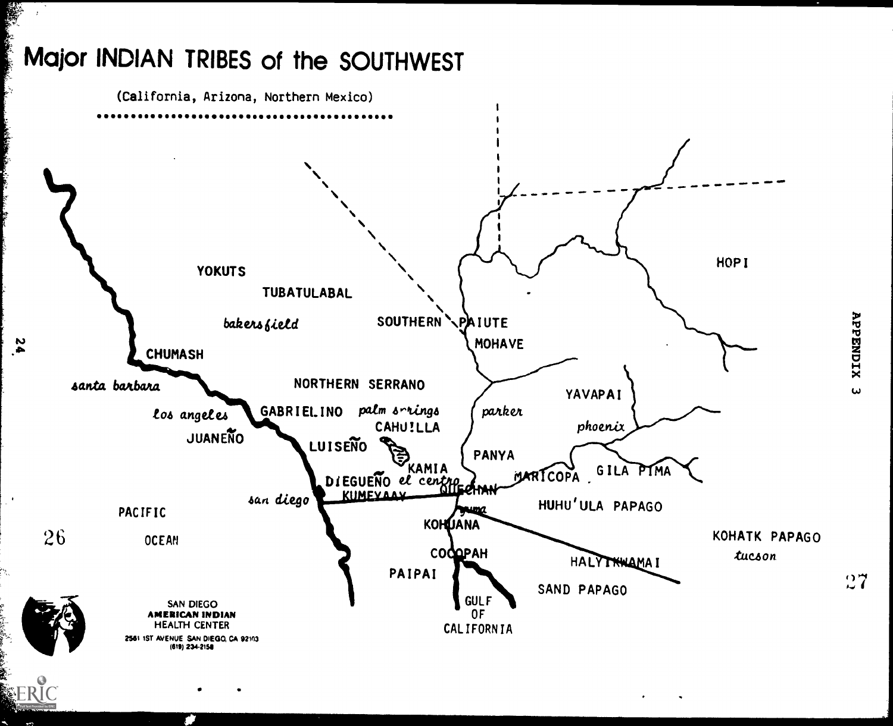# Major INDIAN TRIBES of the SOUTHWEST

(California, Arizona, Northern Mexico)

YOKUTS

TUBATULABAL

*bakersfield*

SOUTHERN PAIUTE

MOHAVE

HOPI

CHUMASH

*santa barbara*

NORTHERN SERRANO

YAVAPAI

*los angeles*

GABRIELINO

*palm springs*

CAHUILLA

*parker*

*phoenix*

JUANEÑO

LUISEÑO

KAMIA

PANYA

DIEGUEÑO *el centro*

KUMEYAAY

QUECHAN

MARICOPA

GILA PIMA

*san diego*

*yuma*

HUHU'ULA PAPAGO

PACIFIC OCEAN

KOHUANA

KOHATK PAPAGO

*tucson*

COCOPAH

HALYIKWAMAI

PAIPAI

SAND PAPAGO

GULF OF CALIFORNIA

SAN DIEGO
**AMERICAN INDIAN**
HEALTH CENTER
2561 1ST AVENUE SAN DIEGO, CA 92103
(619) 234-2158

APPENDIX 3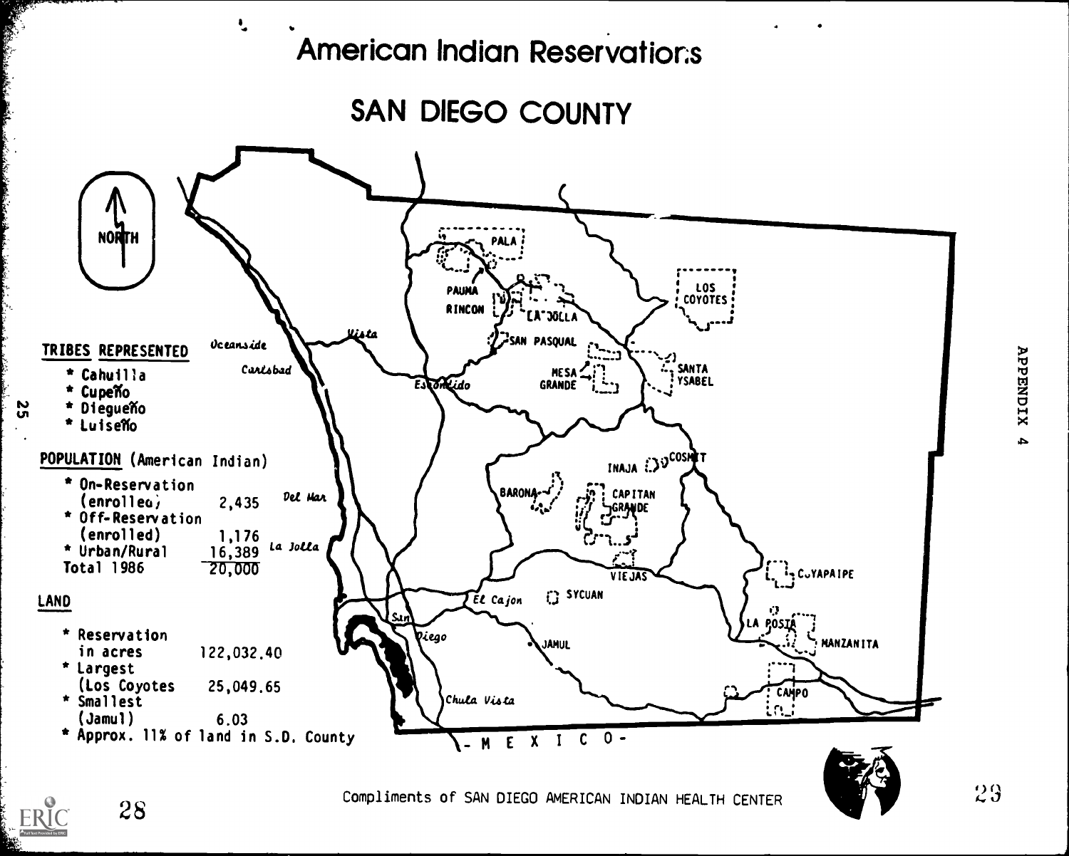# American Indian Reservations

## SAN DIEGO COUNTY

NORTH

PALA

PAUMA

RINCON

LA JOLLA

LOS COYOTES

SAN PASQUAL

MESA GRANDE

SANTA YSABEL

INAJA

COSMIT

BARONA

CAPITAN GRANDE

VIEJAS

CUYAPAIPE

SYCUAN

JAMUL

LA POSTA

MANZANITA

CAMPO

Oceanside

Vista

Carlsbad

Escondido

Del Mar

La Jolla

El Cajon

San Diego

Chula Vista

- M E X I C O -

**TRIBES REPRESENTED**

* Cahuilla
* Cupeño
* Diegueño
* Luiseño

**POPULATION** (American Indian)

| | |
|---|---|
| * On-Reservation (enrolled) | 2,435 |
| * Off-Reservation (enrolled) | 1,176 |
| * Urban/Rural | 16,389 |
| Total 1986 | 20,000 |

**LAND**

| | |
|---|---|
| * Reservation in acres | 122,032.40 |
| * Largest (Los Coyotes) | 25,049.65 |
| * Smallest (Jamul) | 6.03 |

* Approx. 11% of land in S.D. County

Compliments of SAN DIEGO AMERICAN INDIAN HEALTH CENTER

APPENDIX 4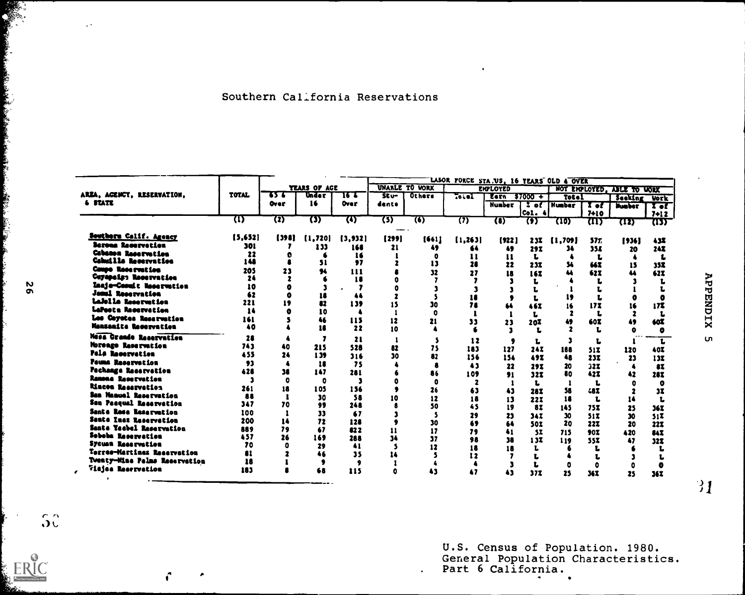Southern California Reservations

| AREA, AGENCY, RESERVATION, & STATE | TOTAL | YEARS OF AGE | | | LABOR FORCE STATUS, 16 YEARS OLD & OVER | | | | | | | | |
|---|---|---|---|---|---|---|---|---|---|---|---|---|---|
| | | 65 & Over | Under 16 | 16 & Over | UNABLE TO WORK | | Total | EMPLOYED | | NOT EMPLOYED, ABLE TO WORK | | | |
| | | | | | Stu-dents | Others | | Earn $7000 + | | Total | | Seeking Work | |
| | | | | | | | | Number | % of Col. 4 | Number | % of 7+10 | Number | % of 7+12 |
| | (1) | (2) | (3) | (4) | (5) | (6) | (7) | (8) | (9) | (10) | (11) | (12) | (13) |
| Southern Calif. Agency | [5,652] | [398] | [1,720] | [3,932] | [299] | [661] | [1,263] | [922] | 23% | [1,709] | 57% | [936] | 43% |
| Barona Reservation | 301 | 7 | 133 | 168 | 21 | 49 | 64 | 49 | 29% | 34 | 35% | 20 | 24% |
| Cabazon Reservation | 22 | 0 | 6 | 16 | 1 | 0 | 11 | 11 | L | 4 | L | 4 | L |
| Cahuilla Reservation | 148 | 8 | 51 | 97 | 2 | 13 | 28 | 22 | 23% | 54 | 66% | 15 | 35% |
| Campo Reservation | 205 | 23 | 94 | 111 | 8 | 32 | 27 | 18 | 16% | 44 | 62% | 44 | 62% |
| Cuyapaipe Reservation | 24 | 2 | 6 | 18 | 0 | 7 | 7 | 3 | L | 4 | L | 3 | L |
| Inaja-Cosmit Reservation | 10 | 0 | 3 | 7 | 0 | 3 | 3 | 3 | L | 1 | L | 1 | L |
| Jamul Reservation | 62 | 0 | 18 | 44 | 2 | 5 | 18 | 9 | L | 19 | L | 0 | 0 |
| LaJolla Reservation | 221 | 19 | 82 | 139 | 15 | 30 | 78 | 64 | 46% | 16 | 17% | 16 | 17% |
| LaPosta Reservation | 14 | 0 | 10 | 4 | 1 | 0 | 1 | 1 | L | 2 | L | 2 | L |
| Los Coyotes Reservation | 161 | 5 | 46 | 115 | 12 | 21 | 33 | 23 | 20% | 49 | 60% | 49 | 60% |
| Manzanita Reservation | 40 | 4 | 18 | 22 | 10 | 4 | 6 | 3 | L | 2 | L | 0 | 0 |
| Mesa Grande Reservation | 28 | 4 | 7 | 21 | 1 | 5 | 12 | 9 | L | 3 | L | 1 | L |
| Morongo Reservation | 743 | 40 | 215 | 528 | 82 | 75 | 183 | 127 | 24% | 188 | 51% | 120 | 40% |
| Pala Reservation | 455 | 24 | 139 | 316 | 30 | 82 | 156 | 154 | 49% | 48 | 23% | 23 | 13% |
| Pauma Reservation | 93 | 4 | 18 | 75 | 4 | 8 | 43 | 22 | 29% | 20 | 32% | 4 | 8% |
| Pechanga Reservation | 428 | 38 | 147 | 281 | 6 | 86 | 109 | 91 | 32% | 80 | 42% | 42 | 28% |
| Ramona Reservation | 3 | 0 | 0 | 3 | 0 | 0 | 2 | 1 | L | 1 | L | 0 | 0 |
| Rincon Reservation | 261 | 18 | 105 | 156 | 9 | 26 | 63 | 43 | 28% | 58 | 48% | 2 | 3% |
| San Manuel Reservation | 88 | 1 | 30 | 58 | 10 | 12 | 18 | 13 | 22% | 18 | L | 14 | L |
| San Pasqual Reservation | 347 | 70 | 99 | 248 | 8 | 50 | 45 | 19 | 8% | 145 | 75% | 25 | 36% |
| Santa Rosa Reservation | 100 | 1 | 33 | 67 | 3 | 5 | 29 | 23 | 34% | 30 | 51% | 30 | 51% |
| Santa Inez Reservation | 200 | 14 | 72 | 128 | 9 | 30 | 69 | 64 | 50% | 20 | 22% | 20 | 22% |
| Santa Ysabel Reservation | 889 | 79 | 67 | 822 | 11 | 17 | 79 | 41 | 5% | 715 | 90% | 420 | 84% |
| Soboba Reservation | 457 | 26 | 169 | 288 | 34 | 37 | 98 | 38 | 13% | 119 | 55% | 47 | 32% |
| Sycuan Reservation | 70 | 0 | 29 | 41 | 5 | 12 | 18 | 18 | L | 6 | L | 6 | L |
| Torres-Martinez Reservation | 81 | 2 | 46 | 35 | 14 | 5 | 12 | 7 | L | 4 | L | 3 | L |
| Twenty-Nine Palms Reservation | 18 | 1 | 9 | 9 | 1 | 4 | 4 | 3 | L | 0 | 0 | 0 | 0 |
| Viejas Reservation | 183 | 8 | 68 | 115 | 0 | 43 | 47 | 43 | 37% | 25 | 36% | 25 | 36% |

U.S. Census of Population. 1980.
General Population Characteristics.
Part 6 California.